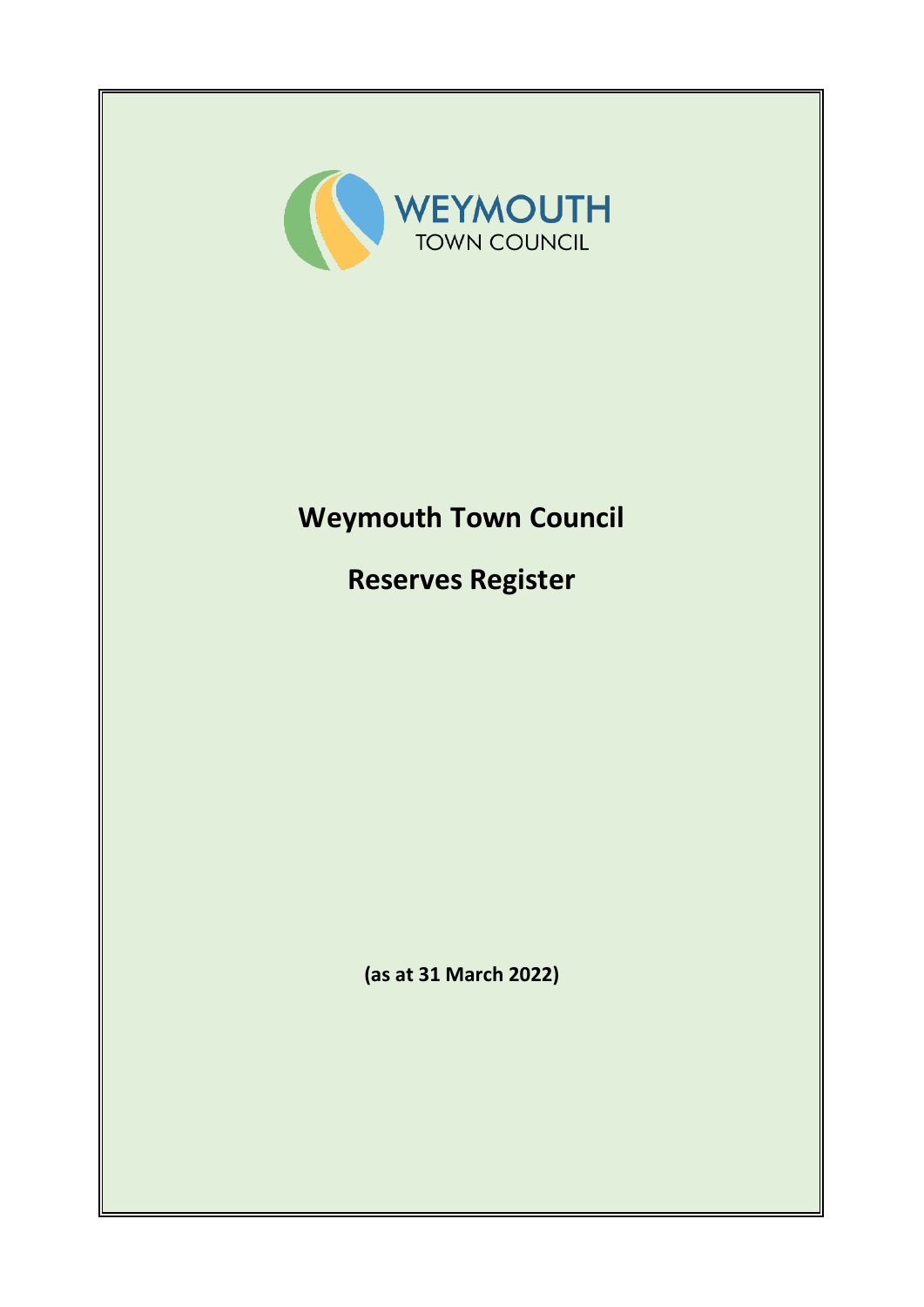WEYMOUTH
TOWN COUNCIL

# Weymouth Town Council

# Reserves Register

**(as at 31 March 2022)**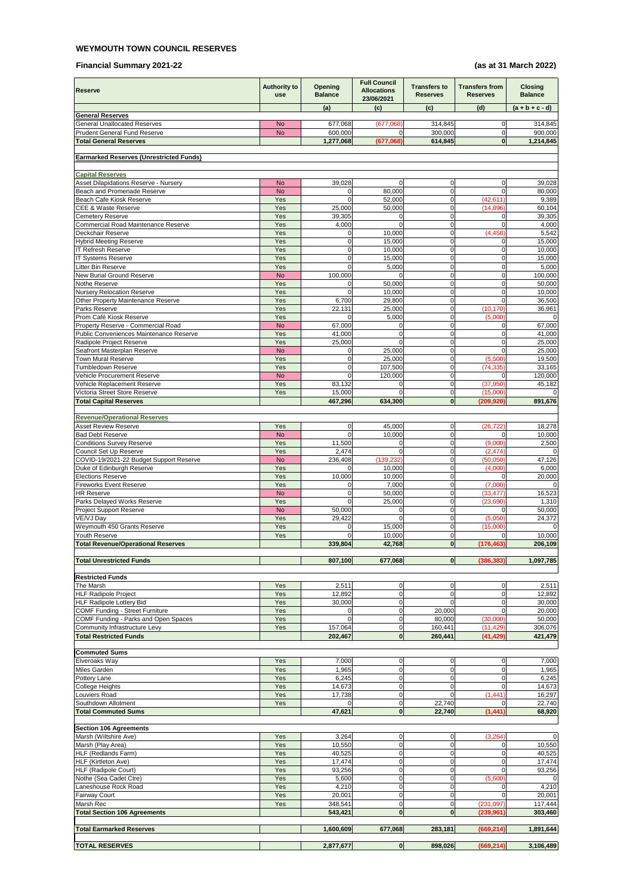# WEYMOUTH TOWN COUNCIL RESERVES

**Financial Summary 2021-22** **(as at 31 March 2022)**

| Reserve | Authority to use | Opening Balance | Full Council Allocations 23/06/2021 | Transfers to Reserves | Transfers from Reserves | Closing Balance |
|---|---|---|---|---|---|---|
| | | (a) | (c) | (c) | (d) | (a + b + c - d) |
| **General Reserves** | | | | | | |
| General Unallocated Reserves | No | 677,068 | (677,068) | 314,845 | 0 | 314,845 |
| Prudent General Fund Reserve | No | 600,000 | 0 | 300,000 | 0 | 900,000 |
| **Total General Reserves** | | **1,277,068** | **(677,068)** | **614,845** | **0** | **1,214,845** |
| **Earmarked Reserves (Unrestricted Funds)** | | | | | | |
| **Capital Reserves** | | | | | | |
| Asset Dilapidations Reserve - Nursery | No | 39,028 | 0 | 0 | 0 | 39,028 |
| Beach and Promenade Reserve | No | 0 | 80,000 | 0 | 0 | 80,000 |
| Beach Cafe Kiosk Reserve | Yes | 0 | 52,000 | 0 | (42,611) | 9,389 |
| CEE & Waste Reserve | Yes | 25,000 | 50,000 | 0 | (14,896) | 60,104 |
| Cemetery Reserve | Yes | 39,305 | 0 | 0 | 0 | 39,305 |
| Commercial Road Maintenance Reserve | Yes | 4,000 | 0 | 0 | 0 | 4,000 |
| Deckchair Reserve | Yes | 0 | 10,000 | 0 | (4,458) | 5,542 |
| Hybrid Meeting Reserve | Yes | 0 | 15,000 | 0 | 0 | 15,000 |
| IT Refresh Reserve | Yes | 0 | 10,000 | 0 | 0 | 10,000 |
| IT Systems Reserve | Yes | 0 | 15,000 | 0 | 0 | 15,000 |
| Litter Bin Reserve | Yes | 0 | 5,000 | 0 | 0 | 5,000 |
| New Burial Ground Reserve | No | 100,000 | 0 | 0 | 0 | 100,000 |
| Nothe Reserve | Yes | 0 | 50,000 | 0 | 0 | 50,000 |
| Nursery Relocation Reserve | Yes | 0 | 10,000 | 0 | 0 | 10,000 |
| Other Property Maintenance Reserve | Yes | 6,700 | 29,800 | 0 | 0 | 36,500 |
| Parks Reserve | Yes | 22,131 | 25,000 | 0 | (10,170) | 36,961 |
| Prom Café Kiosk Reserve | Yes | 0 | 5,000 | 0 | (5,000) | 0 |
| Property Reserve - Commercial Road | No | 67,000 | 0 | 0 | 0 | 67,000 |
| Public Conveniences Maintenance Reserve | Yes | 41,000 | 0 | 0 | 0 | 41,000 |
| Radipole Project Reserve | Yes | 25,000 | 0 | 0 | 0 | 25,000 |
| Seafront Masterplan Reserve | No | 0 | 25,000 | 0 | 0 | 25,000 |
| Town Mural Reserve | Yes | 0 | 25,000 | 0 | (5,500) | 19,500 |
| Tumbledown Reserve | Yes | 0 | 107,500 | 0 | (74,335) | 33,165 |
| Vehicle Procurement Reserve | No | 0 | 120,000 | 0 | 0 | 120,000 |
| Vehicle Replacement Reserve | Yes | 83,132 | 0 | 0 | (37,950) | 45,182 |
| Victoria Street Store Reserve | Yes | 15,000 | 0 | 0 | (15,000) | 0 |
| **Total Capital Reserves** | | **467,296** | **634,300** | **0** | **(209,920)** | **891,676** |
| **Revenue/Operational Reserves** | | | | | | |
| Asset Review Reserve | Yes | 0 | 45,000 | 0 | (26,722) | 18,278 |
| Bad Debt Reserve | No | 0 | 10,000 | 0 | 0 | 10,000 |
| Conditions Survey Reserve | Yes | 11,500 | 0 | 0 | (9,000) | 2,500 |
| Council Set Up Reserve | Yes | 2,474 | 0 | 0 | (2,474) | 0 |
| COVID-19/2021-22 Budget Support Reserve | No | 236,408 | (139,232) | 0 | (50,050) | 47,126 |
| Duke of Edinburgh Reserve | Yes | 0 | 10,000 | 0 | (4,000) | 6,000 |
| Elections Reserve | Yes | 10,000 | 10,000 | 0 | 0 | 20,000 |
| Fireworks Event Reserve | Yes | 0 | 7,000 | 0 | (7,000) | 0 |
| HR Reserve | No | 0 | 50,000 | 0 | (33,477) | 16,523 |
| Parks Delayed Works Reserve | Yes | 0 | 25,000 | 0 | (23,690) | 1,310 |
| Project Support Reserve | No | 50,000 | 0 | 0 | 0 | 50,000 |
| VE/VJ Day | Yes | 29,422 | 0 | 0 | (5,050) | 24,372 |
| Weymouth 450 Grants Reserve | Yes | 0 | 15,000 | 0 | (15,000) | 0 |
| Youth Reserve | Yes | 0 | 10,000 | 0 | 0 | 10,000 |
| **Total Revenue/Operational Reserves** | | **339,804** | **42,768** | **0** | **(176,463)** | **206,109** |
| **Total Unrestricted Funds** | | **807,100** | **677,068** | **0** | **(386,383)** | **1,097,785** |
| **Restricted Funds** | | | | | | |
| The Marsh | Yes | 2,511 | 0 | 0 | 0 | 2,511 |
| HLF Radipole Project | Yes | 12,892 | 0 | 0 | 0 | 12,892 |
| HLF Radipole Lottery Bid | Yes | 30,000 | 0 | 0 | 0 | 30,000 |
| COMF Funding - Street Furniture | Yes | 0 | 0 | 20,000 | 0 | 20,000 |
| COMF Funding - Parks and Open Spaces | Yes | 0 | 0 | 80,000 | (30,000) | 50,000 |
| Community Infrastructure Levy | Yes | 157,064 | 0 | 160,441 | (11,429) | 306,076 |
| **Total Restricted Funds** | | **202,467** | **0** | **260,441** | **(41,429)** | **421,479** |
| **Commuted Sums** | | | | | | |
| Elveroaks Way | Yes | 7,000 | 0 | 0 | 0 | 7,000 |
| Miles Garden | Yes | 1,965 | 0 | 0 | 0 | 1,965 |
| Pottery Lane | Yes | 6,245 | 0 | 0 | 0 | 6,245 |
| College Heights | Yes | 14,673 | 0 | 0 | 0 | 14,673 |
| Louviers Road | Yes | 17,738 | 0 | 0 | (1,441) | 16,297 |
| Southdown Allotment | Yes | 0 | 0 | 22,740 | 0 | 22,740 |
| **Total Commuted Sums** | | **47,621** | **0** | **22,740** | **(1,441)** | **68,920** |
| **Section 106 Agreements** | | | | | | |
| Marsh (Wiltshire Ave) | Yes | 3,264 | 0 | 0 | (3,264) | 0 |
| Marsh (Play Area) | Yes | 10,550 | 0 | 0 | 0 | 10,550 |
| HLF (Redlands Farm) | Yes | 40,525 | 0 | 0 | 0 | 40,525 |
| HLF (Kirtleton Ave) | Yes | 17,474 | 0 | 0 | 0 | 17,474 |
| HLF (Radipole Court) | Yes | 93,256 | 0 | 0 | 0 | 93,256 |
| Nothe (Sea Cadet Ctre) | Yes | 5,600 | 0 | 0 | (5,600) | 0 |
| Laneshouse Rock Road | Yes | 4,210 | 0 | 0 | 0 | 4,210 |
| Fairway Court | Yes | 20,001 | 0 | 0 | 0 | 20,001 |
| Marsh Rec | Yes | 348,541 | 0 | 0 | (231,097) | 117,444 |
| **Total Section 106 Agreements** | | **543,421** | **0** | **0** | **(239,961)** | **303,460** |
| **Total Earmarked Reserves** | | **1,600,609** | **677,068** | **283,181** | **(669,214)** | **1,891,644** |
| **TOTAL RESERVES** | | **2,877,677** | **0** | **898,026** | **(669,214)** | **3,106,489** |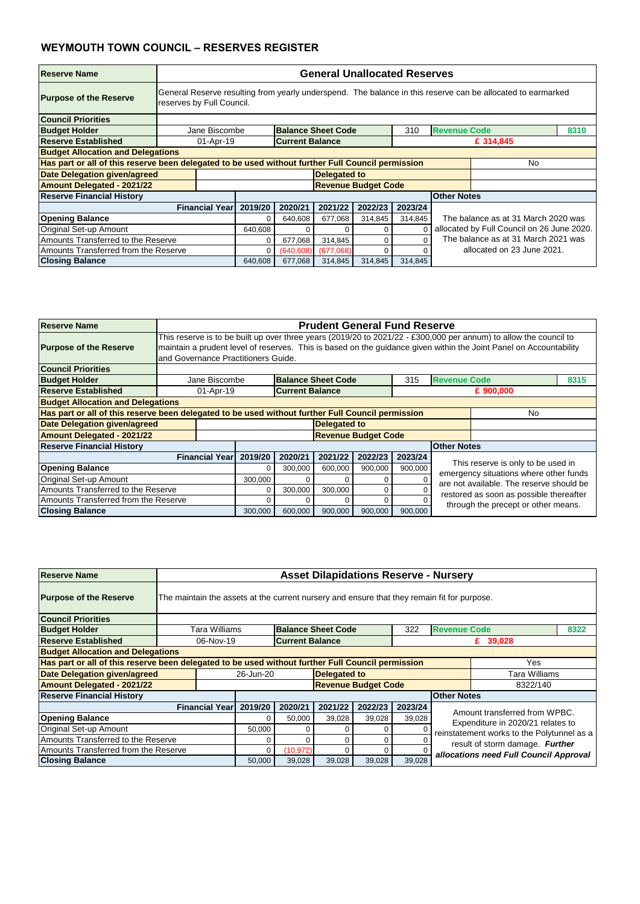## WEYMOUTH TOWN COUNCIL – RESERVES REGISTER

| **Reserve Name** | **General Unallocated Reserves** | | | | | | | |
|---|---|---|---|---|---|---|---|---|
| **Purpose of the Reserve** | General Reserve resulting from yearly underspend. The balance in this reserve can be allocated to earmarked reserves by Full Council. | | | | | | | |
| **Council Priorities** | | | | | | | | |
| **Budget Holder** | Jane Biscombe | **Balance Sheet Code** | 310 | **Revenue Code** | 8310 | | | |
| **Reserve Established** | 01-Apr-19 | **Current Balance** | £ 314,845 | | | | | |
| **Budget Allocation and Delegations** | | | | | | | | |
| **Has part or all of this reserve been delegated to be used without further Full Council permission** | No | | | | | | | |
| **Date Delegation given/agreed** | | **Delegated to** | | | | | | |
| **Amount Delegated - 2021/22** | | **Revenue Budget Code** | | | | | | |
| **Reserve Financial History** | | | | | | | **Other Notes** | |
| **Financial Year** | **2019/20** | **2020/21** | **2021/22** | **2022/23** | **2023/24** | | | |
| **Opening Balance** | 0 | 640,608 | 677,068 | 314,845 | 314,845 | | The balance as at 31 March 2020 was allocated by Full Council on 26 June 2020. The balance as at 31 March 2021 was allocated on 23 June 2021. | |
| Original Set-up Amount | 640,608 | 0 | 0 | 0 | 0 | | | |
| Amounts Transferred to the Reserve | 0 | 677,068 | 314,845 | 0 | 0 | | | |
| Amounts Transferred from the Reserve | 0 | (640,608) | (677,068) | 0 | 0 | | | |
| **Closing Balance** | 640,608 | 677,068 | 314,845 | 314,845 | 314,845 | | | |

| **Reserve Name** | **Prudent General Fund Reserve** | | | | | | | |
|---|---|---|---|---|---|---|---|---|
| **Purpose of the Reserve** | This reserve is to be built up over three years (2019/20 to 2021/22 - £300,000 per annum) to allow the council to maintain a prudent level of reserves. This is based on the guidance given within the Joint Panel on Accountability and Governance Practitioners Guide. | | | | | | | |
| **Council Priorities** | | | | | | | | |
| **Budget Holder** | Jane Biscombe | **Balance Sheet Code** | 315 | **Revenue Code** | 8315 | | | |
| **Reserve Established** | 01-Apr-19 | **Current Balance** | £ 900,000 | | | | | |
| **Budget Allocation and Delegations** | | | | | | | | |
| **Has part or all of this reserve been delegated to be used without further Full Council permission** | No | | | | | | | |
| **Date Delegation given/agreed** | | **Delegated to** | | | | | | |
| **Amount Delegated - 2021/22** | | **Revenue Budget Code** | | | | | | |
| **Reserve Financial History** | | | | | | | **Other Notes** | |
| **Financial Year** | **2019/20** | **2020/21** | **2021/22** | **2022/23** | **2023/24** | | | |
| **Opening Balance** | 0 | 300,000 | 600,000 | 900,000 | 900,000 | | This reserve is only to be used in emergency situations where other funds are not available. The reserve should be restored as soon as possible thereafter through the precept or other means. | |
| Original Set-up Amount | 300,000 | 0 | 0 | 0 | 0 | | | |
| Amounts Transferred to the Reserve | 0 | 300,000 | 300,000 | 0 | 0 | | | |
| Amounts Transferred from the Reserve | 0 | 0 | 0 | 0 | 0 | | | |
| **Closing Balance** | 300,000 | 600,000 | 900,000 | 900,000 | 900,000 | | | |

| **Reserve Name** | **Asset Dilapidations Reserve - Nursery** | | | | | | | |
|---|---|---|---|---|---|---|---|---|
| **Purpose of the Reserve** | The maintain the assets at the current nursery and ensure that they remain fit for purpose. | | | | | | | |
| **Council Priorities** | | | | | | | | |
| **Budget Holder** | Tara Williams | **Balance Sheet Code** | 322 | **Revenue Code** | 8322 | | | |
| **Reserve Established** | 06-Nov-19 | **Current Balance** | £ 39,028 | | | | | |
| **Budget Allocation and Delegations** | | | | | | | | |
| **Has part or all of this reserve been delegated to be used without further Full Council permission** | Yes | | | | | | | |
| **Date Delegation given/agreed** | 26-Jun-20 | **Delegated to** | Tara Williams | | | | | |
| **Amount Delegated - 2021/22** | | **Revenue Budget Code** | 8322/140 | | | | | |
| **Reserve Financial History** | | | | | | | **Other Notes** | |
| **Financial Year** | **2019/20** | **2020/21** | **2021/22** | **2022/23** | **2023/24** | | | |
| **Opening Balance** | 0 | 50,000 | 39,028 | 39,028 | 39,028 | | Amount transferred from WPBC. Expenditure in 2020/21 relates to reinstatement works to the Polytunnel as a result of storm damage. ***Further allocations need Full Council Approval*** | |
| Original Set-up Amount | 50,000 | 0 | 0 | 0 | 0 | | | |
| Amounts Transferred to the Reserve | 0 | 0 | 0 | 0 | 0 | | | |
| Amounts Transferred from the Reserve | 0 | (10,972) | 0 | 0 | 0 | | | |
| **Closing Balance** | 50,000 | 39,028 | 39,028 | 39,028 | 39,028 | | | |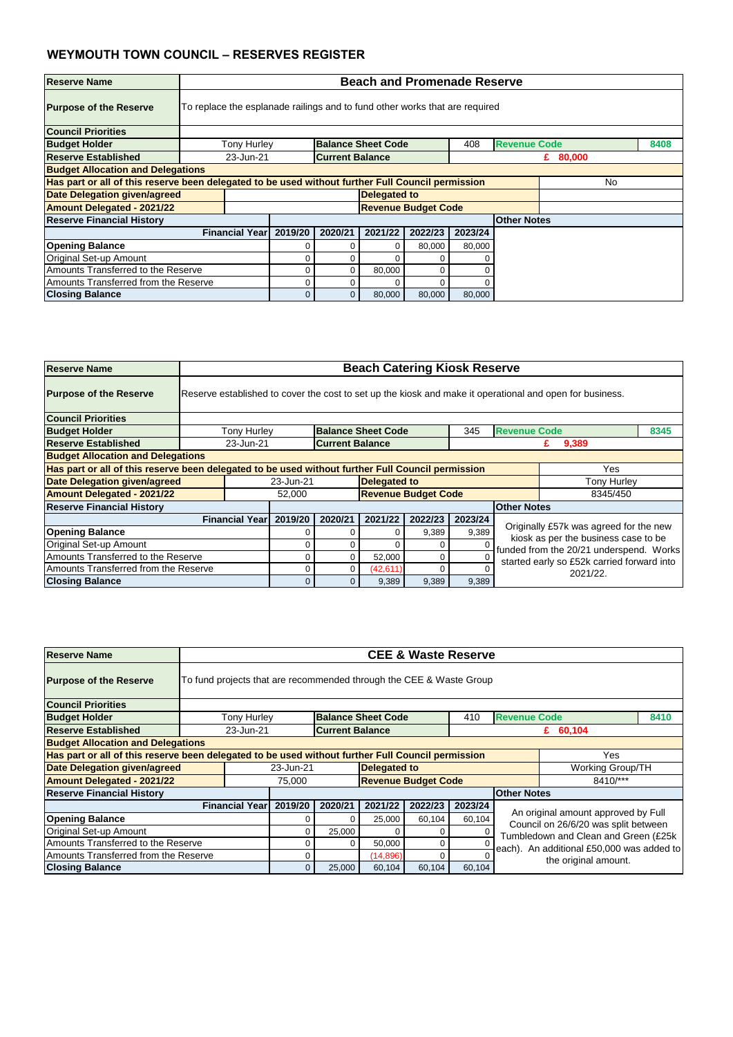## WEYMOUTH TOWN COUNCIL – RESERVES REGISTER

| **Reserve Name** | **Beach and Promenade Reserve** | | | | | | | |
|---|---|---|---|---|---|---|---|---|
| **Purpose of the Reserve** | To replace the esplanade railings and to fund other works that are required | | | | | | | |
| **Council Priorities** | | | | | | | | |
| **Budget Holder** | Tony Hurley | **Balance Sheet Code** | | 408 | **Revenue Code** | | | 8408 |
| **Reserve Established** | 23-Jun-21 | **Current Balance** | | | £ 80,000 | | | |
| **Budget Allocation and Delegations** | | | | | | | | |
| **Has part or all of this reserve been delegated to be used without further Full Council permission** | | | | | | | No | |
| **Date Delegation given/agreed** | | **Delegated to** | | | | | | |
| **Amount Delegated - 2021/22** | | **Revenue Budget Code** | | | | | | |

| **Reserve Financial History** | | | | | | **Other Notes** |
|---|---|---|---|---|---|---|
| **Financial Year** | **2019/20** | **2020/21** | **2021/22** | **2022/23** | **2023/24** | |
| **Opening Balance** | 0 | 0 | 0 | 80,000 | 80,000 | |
| Original Set-up Amount | 0 | 0 | 0 | 0 | 0 | |
| Amounts Transferred to the Reserve | 0 | 0 | 80,000 | 0 | 0 | |
| Amounts Transferred from the Reserve | 0 | 0 | 0 | 0 | 0 | |
| **Closing Balance** | 0 | 0 | 80,000 | 80,000 | 80,000 | |

| **Reserve Name** | **Beach Catering Kiosk Reserve** | | | | | | | |
|---|---|---|---|---|---|---|---|---|
| **Purpose of the Reserve** | Reserve established to cover the cost to set up the kiosk and make it operational and open for business. | | | | | | | |
| **Council Priorities** | | | | | | | | |
| **Budget Holder** | Tony Hurley | **Balance Sheet Code** | | 345 | **Revenue Code** | | | 8345 |
| **Reserve Established** | 23-Jun-21 | **Current Balance** | | | £ 9,389 | | | |
| **Budget Allocation and Delegations** | | | | | | | | |
| **Has part or all of this reserve been delegated to be used without further Full Council permission** | | | | | | | Yes | |
| **Date Delegation given/agreed** | 23-Jun-21 | **Delegated to** | | | | | Tony Hurley | |
| **Amount Delegated - 2021/22** | 52,000 | **Revenue Budget Code** | | | | | 8345/450 | |

| **Reserve Financial History** | | | | | | **Other Notes** |
|---|---|---|---|---|---|---|
| **Financial Year** | **2019/20** | **2020/21** | **2021/22** | **2022/23** | **2023/24** | Originally £57k was agreed for the new kiosk as per the business case to be funded from the 20/21 underspend. Works started early so £52k carried forward into 2021/22. |
| **Opening Balance** | 0 | 0 | 0 | 9,389 | 9,389 | |
| Original Set-up Amount | 0 | 0 | 0 | 0 | 0 | |
| Amounts Transferred to the Reserve | 0 | 0 | 52,000 | 0 | 0 | |
| Amounts Transferred from the Reserve | 0 | 0 | (42,611) | 0 | 0 | |
| **Closing Balance** | 0 | 0 | 9,389 | 9,389 | 9,389 | |

| **Reserve Name** | **CEE & Waste Reserve** | | | | | | | |
|---|---|---|---|---|---|---|---|---|
| **Purpose of the Reserve** | To fund projects that are recommended through the CEE & Waste Group | | | | | | | |
| **Council Priorities** | | | | | | | | |
| **Budget Holder** | Tony Hurley | **Balance Sheet Code** | | 410 | **Revenue Code** | | | 8410 |
| **Reserve Established** | 23-Jun-21 | **Current Balance** | | | £ 60,104 | | | |
| **Budget Allocation and Delegations** | | | | | | | | |
| **Has part or all of this reserve been delegated to be used without further Full Council permission** | | | | | | | Yes | |
| **Date Delegation given/agreed** | 23-Jun-21 | **Delegated to** | | | | | Working Group/TH | |
| **Amount Delegated - 2021/22** | 75,000 | **Revenue Budget Code** | | | | | 8410/*** | |

| **Reserve Financial History** | | | | | | **Other Notes** |
|---|---|---|---|---|---|---|
| **Financial Year** | **2019/20** | **2020/21** | **2021/22** | **2022/23** | **2023/24** | An original amount approved by Full Council on 26/6/20 was split between Tumbledown and Clean and Green (£25k each). An additional £50,000 was added to the original amount. |
| **Opening Balance** | 0 | 0 | 25,000 | 60,104 | 60,104 | |
| Original Set-up Amount | 0 | 25,000 | 0 | 0 | 0 | |
| Amounts Transferred to the Reserve | 0 | 0 | 50,000 | 0 | 0 | |
| Amounts Transferred from the Reserve | 0 | | (14,896) | 0 | 0 | |
| **Closing Balance** | 0 | 25,000 | 60,104 | 60,104 | 60,104 | |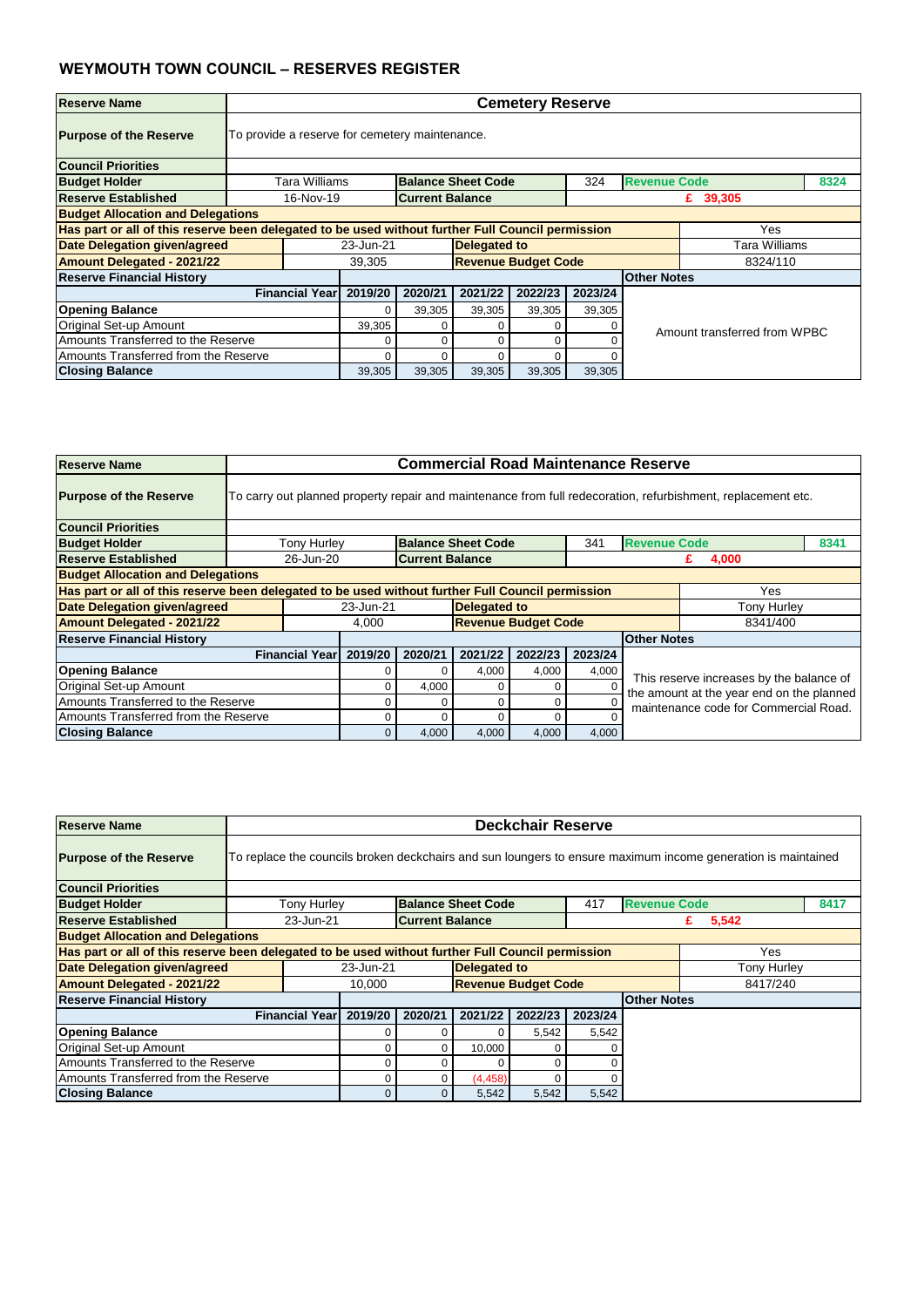## WEYMOUTH TOWN COUNCIL – RESERVES REGISTER

| **Reserve Name** | **Cemetery Reserve** | | | | | | | |
|---|---|---|---|---|---|---|---|---|
| **Purpose of the Reserve** | To provide a reserve for cemetery maintenance. | | | | | | | |
| **Council Priorities** | | | | | | | | |
| **Budget Holder** | Tara Williams | | **Balance Sheet Code** | | 324 | **Revenue Code** | | 8324 |
| **Reserve Established** | 16-Nov-19 | | **Current Balance** | | | £ 39,305 | | |
| **Budget Allocation and Delegations** | | | | | | | | |
| **Has part or all of this reserve been delegated to be used without further Full Council permission** | | | | | | | Yes | |
| **Date Delegation given/agreed** | 23-Jun-21 | | **Delegated to** | | | | Tara Williams | |
| **Amount Delegated - 2021/22** | 39,305 | | **Revenue Budget Code** | | | | 8324/110 | |
| **Reserve Financial History** | | | | | | **Other Notes** | | |
| **Financial Year** | 2019/20 | 2020/21 | 2021/22 | 2022/23 | 2023/24 | | | |
| **Opening Balance** | 0 | 39,305 | 39,305 | 39,305 | 39,305 | Amount transferred from WPBC | | |
| Original Set-up Amount | 39,305 | 0 | 0 | 0 | 0 | | | |
| Amounts Transferred to the Reserve | 0 | 0 | 0 | 0 | 0 | | | |
| Amounts Transferred from the Reserve | 0 | 0 | 0 | 0 | 0 | | | |
| **Closing Balance** | 39,305 | 39,305 | 39,305 | 39,305 | 39,305 | | | |

| **Reserve Name** | **Commercial Road Maintenance Reserve** | | | | | | | |
|---|---|---|---|---|---|---|---|---|
| **Purpose of the Reserve** | To carry out planned property repair and maintenance from full redecoration, refurbishment, replacement etc. | | | | | | | |
| **Council Priorities** | | | | | | | | |
| **Budget Holder** | Tony Hurley | | **Balance Sheet Code** | | 341 | **Revenue Code** | | 8341 |
| **Reserve Established** | 26-Jun-20 | | **Current Balance** | | | £ 4,000 | | |
| **Budget Allocation and Delegations** | | | | | | | | |
| **Has part or all of this reserve been delegated to be used without further Full Council permission** | | | | | | | Yes | |
| **Date Delegation given/agreed** | 23-Jun-21 | | **Delegated to** | | | | Tony Hurley | |
| **Amount Delegated - 2021/22** | 4,000 | | **Revenue Budget Code** | | | | 8341/400 | |
| **Reserve Financial History** | | | | | | **Other Notes** | | |
| **Financial Year** | 2019/20 | 2020/21 | 2021/22 | 2022/23 | 2023/24 | | | |
| **Opening Balance** | 0 | 0 | 4,000 | 4,000 | 4,000 | This reserve increases by the balance of the amount at the year end on the planned maintenance code for Commercial Road. | | |
| Original Set-up Amount | 0 | 4,000 | 0 | 0 | 0 | | | |
| Amounts Transferred to the Reserve | 0 | 0 | 0 | 0 | 0 | | | |
| Amounts Transferred from the Reserve | 0 | 0 | 0 | 0 | 0 | | | |
| **Closing Balance** | 0 | 4,000 | 4,000 | 4,000 | 4,000 | | | |

| **Reserve Name** | **Deckchair Reserve** | | | | | | | |
|---|---|---|---|---|---|---|---|---|
| **Purpose of the Reserve** | To replace the councils broken deckchairs and sun loungers to ensure maximum income generation is maintained | | | | | | | |
| **Council Priorities** | | | | | | | | |
| **Budget Holder** | Tony Hurley | | **Balance Sheet Code** | | 417 | **Revenue Code** | | 8417 |
| **Reserve Established** | 23-Jun-21 | | **Current Balance** | | | £ 5,542 | | |
| **Budget Allocation and Delegations** | | | | | | | | |
| **Has part or all of this reserve been delegated to be used without further Full Council permission** | | | | | | | Yes | |
| **Date Delegation given/agreed** | 23-Jun-21 | | **Delegated to** | | | | Tony Hurley | |
| **Amount Delegated - 2021/22** | 10,000 | | **Revenue Budget Code** | | | | 8417/240 | |
| **Reserve Financial History** | | | | | | **Other Notes** | | |
| **Financial Year** | 2019/20 | 2020/21 | 2021/22 | 2022/23 | 2023/24 | | | |
| **Opening Balance** | 0 | 0 | 0 | 5,542 | 5,542 | | | |
| Original Set-up Amount | 0 | 0 | 10,000 | 0 | 0 | | | |
| Amounts Transferred to the Reserve | 0 | 0 | 0 | 0 | 0 | | | |
| Amounts Transferred from the Reserve | 0 | 0 | (4,458) | 0 | 0 | | | |
| **Closing Balance** | 0 | 0 | 5,542 | 5,542 | 5,542 | | | |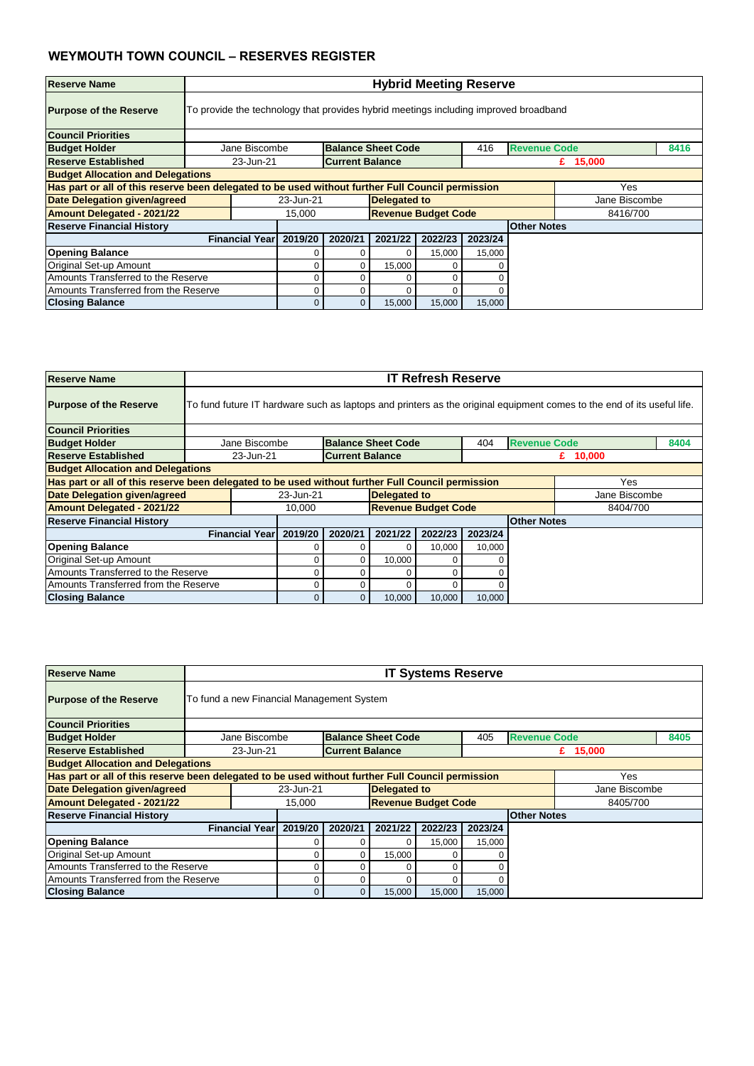# WEYMOUTH TOWN COUNCIL – RESERVES REGISTER

| Reserve Name | Hybrid Meeting Reserve | | | | | | |
|---|---|---|---|---|---|---|---|
| Purpose of the Reserve | To provide the technology that provides hybrid meetings including improved broadband | | | | | | |
| Council Priorities | | | | | | | |
| Budget Holder | Jane Biscombe | Balance Sheet Code | 416 | Revenue Code | 8416 | | |
| Reserve Established | 23-Jun-21 | Current Balance | £ 15,000 | | | | |
| **Budget Allocation and Delegations** | | | | | | | |
| Has part or all of this reserve been delegated to be used without further Full Council permission | | | | | Yes | | |
| Date Delegation given/agreed | 23-Jun-21 | Delegated to | Jane Biscombe | | | | |
| Amount Delegated - 2021/22 | 15,000 | Revenue Budget Code | 8416/700 | | | | |
| **Reserve Financial History** | | | | | | | Other Notes |
| Financial Year | 2019/20 | 2020/21 | 2021/22 | 2022/23 | 2023/24 | | |
| Opening Balance | 0 | 0 | 0 | 15,000 | 15,000 | | |
| Original Set-up Amount | 0 | 0 | 15,000 | 0 | 0 | | |
| Amounts Transferred to the Reserve | 0 | 0 | 0 | 0 | 0 | | |
| Amounts Transferred from the Reserve | 0 | 0 | 0 | 0 | 0 | | |
| Closing Balance | 0 | 0 | 15,000 | 15,000 | 15,000 | | |

| Reserve Name | IT Refresh Reserve | | | | | | |
|---|---|---|---|---|---|---|---|
| Purpose of the Reserve | To fund future IT hardware such as laptops and printers as the original equipment comes to the end of its useful life. | | | | | | |
| Council Priorities | | | | | | | |
| Budget Holder | Jane Biscombe | Balance Sheet Code | 404 | Revenue Code | 8404 | | |
| Reserve Established | 23-Jun-21 | Current Balance | £ 10,000 | | | | |
| **Budget Allocation and Delegations** | | | | | | | |
| Has part or all of this reserve been delegated to be used without further Full Council permission | | | | | Yes | | |
| Date Delegation given/agreed | 23-Jun-21 | Delegated to | Jane Biscombe | | | | |
| Amount Delegated - 2021/22 | 10,000 | Revenue Budget Code | 8404/700 | | | | |
| **Reserve Financial History** | | | | | | | Other Notes |
| Financial Year | 2019/20 | 2020/21 | 2021/22 | 2022/23 | 2023/24 | | |
| Opening Balance | 0 | 0 | 0 | 10,000 | 10,000 | | |
| Original Set-up Amount | 0 | 0 | 10,000 | 0 | 0 | | |
| Amounts Transferred to the Reserve | 0 | 0 | 0 | 0 | 0 | | |
| Amounts Transferred from the Reserve | 0 | 0 | 0 | 0 | 0 | | |
| Closing Balance | 0 | 0 | 10,000 | 10,000 | 10,000 | | |

| Reserve Name | IT Systems Reserve | | | | | | |
|---|---|---|---|---|---|---|---|
| Purpose of the Reserve | To fund a new Financial Management System | | | | | | |
| Council Priorities | | | | | | | |
| Budget Holder | Jane Biscombe | Balance Sheet Code | 405 | Revenue Code | 8405 | | |
| Reserve Established | 23-Jun-21 | Current Balance | £ 15,000 | | | | |
| **Budget Allocation and Delegations** | | | | | | | |
| Has part or all of this reserve been delegated to be used without further Full Council permission | | | | | Yes | | |
| Date Delegation given/agreed | 23-Jun-21 | Delegated to | Jane Biscombe | | | | |
| Amount Delegated - 2021/22 | 15,000 | Revenue Budget Code | 8405/700 | | | | |
| **Reserve Financial History** | | | | | | | Other Notes |
| Financial Year | 2019/20 | 2020/21 | 2021/22 | 2022/23 | 2023/24 | | |
| Opening Balance | 0 | 0 | 0 | 15,000 | 15,000 | | |
| Original Set-up Amount | 0 | 0 | 15,000 | 0 | 0 | | |
| Amounts Transferred to the Reserve | 0 | 0 | 0 | 0 | 0 | | |
| Amounts Transferred from the Reserve | 0 | 0 | 0 | 0 | 0 | | |
| Closing Balance | 0 | 0 | 15,000 | 15,000 | 15,000 | | |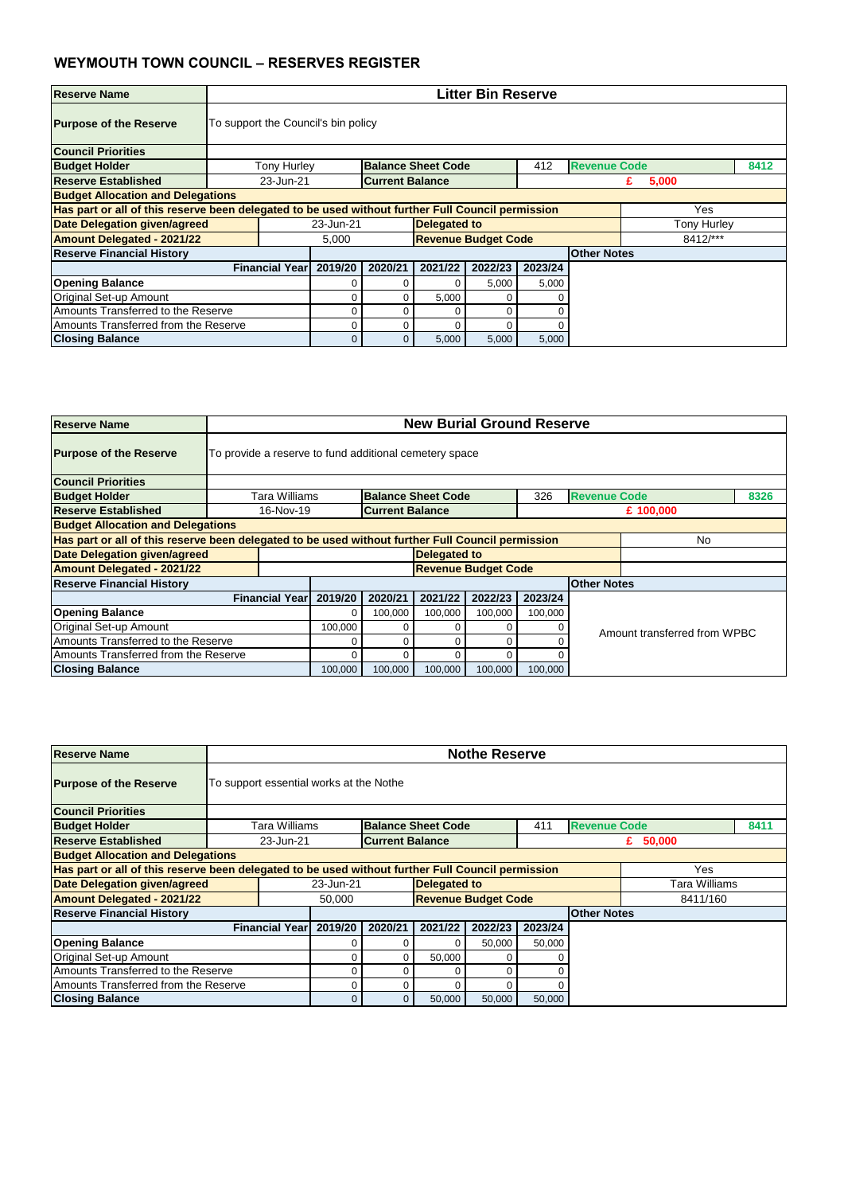## WEYMOUTH TOWN COUNCIL – RESERVES REGISTER

| **Reserve Name** | **Litter Bin Reserve** | | | | | | | | |
|---|---|---|---|---|---|---|---|---|---|
| **Purpose of the Reserve** | To support the Council's bin policy | | | | | | | | |
| **Council Priorities** | | | | | | | | | |
| **Budget Holder** | Tony Hurley | | **Balance Sheet Code** | | 412 | **Revenue Code** | | 8412 | |
| **Reserve Established** | 23-Jun-21 | | **Current Balance** | | | £ 5,000 | | | |
| **Budget Allocation and Delegations** | | | | | | | | | |
| **Has part or all of this reserve been delegated to be used without further Full Council permission** | | | | | | | Yes | | |
| **Date Delegation given/agreed** | | 23-Jun-21 | | **Delegated to** | | | Tony Hurley | | |
| **Amount Delegated - 2021/22** | | 5,000 | | **Revenue Budget Code** | | | 8412/*** | | |
| **Reserve Financial History** | | | | | | | **Other Notes** | | |
| **Financial Year** | | **2019/20** | **2020/21** | **2021/22** | **2022/23** | **2023/24** | | | |
| **Opening Balance** | | 0 | 0 | 0 | 5,000 | 5,000 | | | |
| Original Set-up Amount | | 0 | 0 | 5,000 | 0 | 0 | | | |
| Amounts Transferred to the Reserve | | 0 | 0 | 0 | 0 | 0 | | | |
| Amounts Transferred from the Reserve | | 0 | 0 | 0 | 0 | 0 | | | |
| **Closing Balance** | | 0 | 0 | 5,000 | 5,000 | 5,000 | | | |

| **Reserve Name** | **New Burial Ground Reserve** | | | | | | | | |
|---|---|---|---|---|---|---|---|---|---|
| **Purpose of the Reserve** | To provide a reserve to fund additional cemetery space | | | | | | | | |
| **Council Priorities** | | | | | | | | | |
| **Budget Holder** | Tara Williams | | **Balance Sheet Code** | | 326 | **Revenue Code** | | 8326 | |
| **Reserve Established** | 16-Nov-19 | | **Current Balance** | | | £ 100,000 | | | |
| **Budget Allocation and Delegations** | | | | | | | | | |
| **Has part or all of this reserve been delegated to be used without further Full Council permission** | | | | | | | No | | |
| **Date Delegation given/agreed** | | | | **Delegated to** | | | | | |
| **Amount Delegated - 2021/22** | | | | **Revenue Budget Code** | | | | | |
| **Reserve Financial History** | | | | | | | **Other Notes** | | |
| **Financial Year** | | **2019/20** | **2020/21** | **2021/22** | **2022/23** | **2023/24** | | | |
| **Opening Balance** | | 0 | 100,000 | 100,000 | 100,000 | 100,000 | | | |
| Original Set-up Amount | | 100,000 | 0 | 0 | 0 | 0 | Amount transferred from WPBC | | |
| Amounts Transferred to the Reserve | | 0 | 0 | 0 | 0 | 0 | | | |
| Amounts Transferred from the Reserve | | 0 | 0 | 0 | 0 | 0 | | | |
| **Closing Balance** | | 100,000 | 100,000 | 100,000 | 100,000 | 100,000 | | | |

| **Reserve Name** | **Nothe Reserve** | | | | | | | | |
|---|---|---|---|---|---|---|---|---|---|
| **Purpose of the Reserve** | To support essential works at the Nothe | | | | | | | | |
| **Council Priorities** | | | | | | | | | |
| **Budget Holder** | Tara Williams | | **Balance Sheet Code** | | 411 | **Revenue Code** | | 8411 | |
| **Reserve Established** | 23-Jun-21 | | **Current Balance** | | | £ 50,000 | | | |
| **Budget Allocation and Delegations** | | | | | | | | | |
| **Has part or all of this reserve been delegated to be used without further Full Council permission** | | | | | | | Yes | | |
| **Date Delegation given/agreed** | | 23-Jun-21 | | **Delegated to** | | | Tara Williams | | |
| **Amount Delegated - 2021/22** | | 50,000 | | **Revenue Budget Code** | | | 8411/160 | | |
| **Reserve Financial History** | | | | | | | **Other Notes** | | |
| **Financial Year** | | **2019/20** | **2020/21** | **2021/22** | **2022/23** | **2023/24** | | | |
| **Opening Balance** | | 0 | 0 | 0 | 50,000 | 50,000 | | | |
| Original Set-up Amount | | 0 | 0 | 50,000 | 0 | 0 | | | |
| Amounts Transferred to the Reserve | | 0 | 0 | 0 | 0 | 0 | | | |
| Amounts Transferred from the Reserve | | 0 | 0 | 0 | 0 | 0 | | | |
| **Closing Balance** | | 0 | 0 | 50,000 | 50,000 | 50,000 | | | |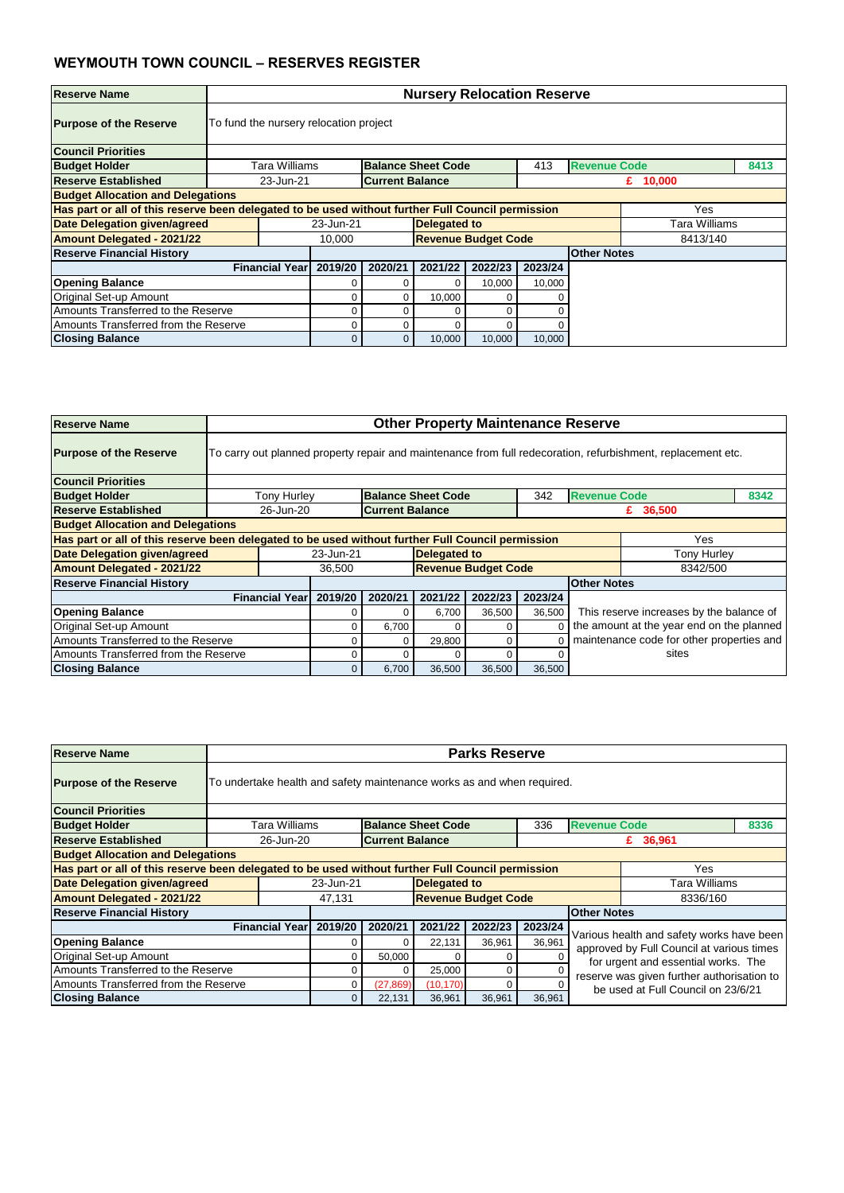# WEYMOUTH TOWN COUNCIL – RESERVES REGISTER

| **Reserve Name** | **Nursery Relocation Reserve** | | | | | | |
|---|---|---|---|---|---|---|---|
| **Purpose of the Reserve** | To fund the nursery relocation project | | | | | | |
| **Council Priorities** | | | | | | | |
| **Budget Holder** | Tara Williams | **Balance Sheet Code** | 413 | **Revenue Code** | 8413 | | |
| **Reserve Established** | 23-Jun-21 | **Current Balance** | £ 10,000 | | | | |
| **Budget Allocation and Delegations** | | | | | | | |
| **Has part or all of this reserve been delegated to be used without further Full Council permission** | Yes | | | | | | |
| **Date Delegation given/agreed** | 23-Jun-21 | **Delegated to** | Tara Williams | | | | |
| **Amount Delegated - 2021/22** | 10,000 | **Revenue Budget Code** | 8413/140 | | | | |
| **Reserve Financial History** | | | | | | | **Other Notes** |
| **Financial Year** | **2019/20** | **2020/21** | **2021/22** | **2022/23** | **2023/24** | | |
| **Opening Balance** | 0 | 0 | 0 | 10,000 | 10,000 | | |
| Original Set-up Amount | 0 | 0 | 10,000 | 0 | 0 | | |
| Amounts Transferred to the Reserve | 0 | 0 | 0 | 0 | 0 | | |
| Amounts Transferred from the Reserve | 0 | 0 | 0 | 0 | 0 | | |
| **Closing Balance** | 0 | 0 | 10,000 | 10,000 | 10,000 | | |

| **Reserve Name** | **Other Property Maintenance Reserve** | | | | | | |
|---|---|---|---|---|---|---|---|
| **Purpose of the Reserve** | To carry out planned property repair and maintenance from full redecoration, refurbishment, replacement etc. | | | | | | |
| **Council Priorities** | | | | | | | |
| **Budget Holder** | Tony Hurley | **Balance Sheet Code** | 342 | **Revenue Code** | 8342 | | |
| **Reserve Established** | 26-Jun-20 | **Current Balance** | £ 36,500 | | | | |
| **Budget Allocation and Delegations** | | | | | | | |
| **Has part or all of this reserve been delegated to be used without further Full Council permission** | Yes | | | | | | |
| **Date Delegation given/agreed** | 23-Jun-21 | **Delegated to** | Tony Hurley | | | | |
| **Amount Delegated - 2021/22** | 36,500 | **Revenue Budget Code** | 8342/500 | | | | |
| **Reserve Financial History** | | | | | | | **Other Notes** |
| **Financial Year** | **2019/20** | **2020/21** | **2021/22** | **2022/23** | **2023/24** | | |
| **Opening Balance** | 0 | 0 | 6,700 | 36,500 | 36,500 | | This reserve increases by the balance of the amount at the year end on the planned maintenance code for other properties and sites |
| Original Set-up Amount | 0 | 6,700 | 0 | 0 | 0 | | |
| Amounts Transferred to the Reserve | 0 | 0 | 29,800 | 0 | 0 | | |
| Amounts Transferred from the Reserve | 0 | 0 | 0 | 0 | 0 | | |
| **Closing Balance** | 0 | 6,700 | 36,500 | 36,500 | 36,500 | | |

| **Reserve Name** | **Parks Reserve** | | | | | | |
|---|---|---|---|---|---|---|---|
| **Purpose of the Reserve** | To undertake health and safety maintenance works as and when required. | | | | | | |
| **Council Priorities** | | | | | | | |
| **Budget Holder** | Tara Williams | **Balance Sheet Code** | 336 | **Revenue Code** | 8336 | | |
| **Reserve Established** | 26-Jun-20 | **Current Balance** | £ 36,961 | | | | |
| **Budget Allocation and Delegations** | | | | | | | |
| **Has part or all of this reserve been delegated to be used without further Full Council permission** | Yes | | | | | | |
| **Date Delegation given/agreed** | 23-Jun-21 | **Delegated to** | Tara Williams | | | | |
| **Amount Delegated - 2021/22** | 47,131 | **Revenue Budget Code** | 8336/160 | | | | |
| **Reserve Financial History** | | | | | | | **Other Notes** |
| **Financial Year** | **2019/20** | **2020/21** | **2021/22** | **2022/23** | **2023/24** | | Various health and safety works have been approved by Full Council at various times for urgent and essential works. The reserve was given further authorisation to be used at Full Council on 23/6/21 |
| **Opening Balance** | 0 | 0 | 22,131 | 36,961 | 36,961 | | |
| Original Set-up Amount | 0 | 50,000 | 0 | 0 | 0 | | |
| Amounts Transferred to the Reserve | 0 | 0 | 25,000 | 0 | 0 | | |
| Amounts Transferred from the Reserve | 0 | (27,869) | (10,170) | 0 | 0 | | |
| **Closing Balance** | 0 | 22,131 | 36,961 | 36,961 | 36,961 | | |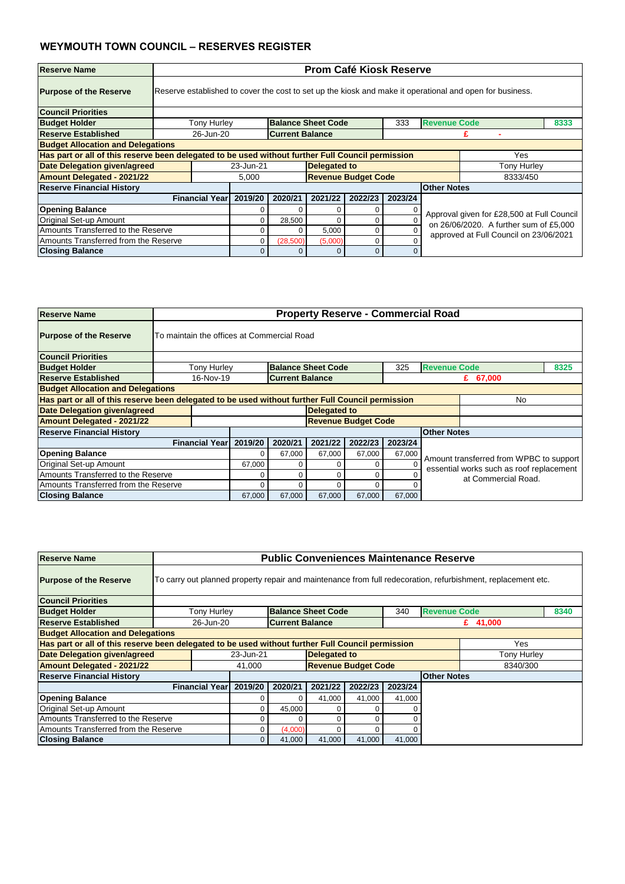## WEYMOUTH TOWN COUNCIL – RESERVES REGISTER

| Reserve Name | Prom Café Kiosk Reserve | | | | | |
|---|---|---|---|---|---|---|
| Purpose of the Reserve | Reserve established to cover the cost to set up the kiosk and make it operational and open for business. | | | | | |
| Council Priorities | | | | | | |
| Budget Holder | Tony Hurley | Balance Sheet Code | 333 | Revenue Code | 8333 | |
| Reserve Established | 26-Jun-20 | Current Balance | | £ - | | |
| Budget Allocation and Delegations | | | | | | |
| Has part or all of this reserve been delegated to be used without further Full Council permission | | | | | Yes | |
| Date Delegation given/agreed | 23-Jun-21 | Delegated to | | | Tony Hurley | |
| Amount Delegated - 2021/22 | 5,000 | Revenue Budget Code | | | 8333/450 | |

| Reserve Financial History | | | | | | Other Notes |
|---|---|---|---|---|---|---|
| Financial Year | 2019/20 | 2020/21 | 2021/22 | 2022/23 | 2023/24 | |
| Opening Balance | 0 | 0 | 0 | 0 | 0 | Approval given for £28,500 at Full Council on 26/06/2020. A further sum of £5,000 approved at Full Council on 23/06/2021 |
| Original Set-up Amount | 0 | 28,500 | 0 | 0 | 0 | |
| Amounts Transferred to the Reserve | 0 | 0 | 5,000 | 0 | 0 | |
| Amounts Transferred from the Reserve | 0 | (28,500) | (5,000) | 0 | 0 | |
| Closing Balance | 0 | 0 | 0 | 0 | 0 | |

| Reserve Name | Property Reserve - Commercial Road | | | | | |
|---|---|---|---|---|---|---|
| Purpose of the Reserve | To maintain the offices at Commercial Road | | | | | |
| Council Priorities | | | | | | |
| Budget Holder | Tony Hurley | Balance Sheet Code | 325 | Revenue Code | 8325 | |
| Reserve Established | 16-Nov-19 | Current Balance | | £ 67,000 | | |
| Budget Allocation and Delegations | | | | | | |
| Has part or all of this reserve been delegated to be used without further Full Council permission | | | | | No | |
| Date Delegation given/agreed | | Delegated to | | | | |
| Amount Delegated - 2021/22 | | Revenue Budget Code | | | | |

| Reserve Financial History | | | | | | Other Notes |
|---|---|---|---|---|---|---|
| Financial Year | 2019/20 | 2020/21 | 2021/22 | 2022/23 | 2023/24 | |
| Opening Balance | 0 | 67,000 | 67,000 | 67,000 | 67,000 | Amount transferred from WPBC to support essential works such as roof replacement at Commercial Road. |
| Original Set-up Amount | 67,000 | 0 | 0 | 0 | 0 | |
| Amounts Transferred to the Reserve | 0 | 0 | 0 | 0 | 0 | |
| Amounts Transferred from the Reserve | 0 | 0 | 0 | 0 | 0 | |
| Closing Balance | 67,000 | 67,000 | 67,000 | 67,000 | 67,000 | |

| Reserve Name | Public Conveniences Maintenance Reserve | | | | | |
|---|---|---|---|---|---|---|
| Purpose of the Reserve | To carry out planned property repair and maintenance from full redecoration, refurbishment, replacement etc. | | | | | |
| Council Priorities | | | | | | |
| Budget Holder | Tony Hurley | Balance Sheet Code | 340 | Revenue Code | 8340 | |
| Reserve Established | 26-Jun-20 | Current Balance | | £ 41,000 | | |
| Budget Allocation and Delegations | | | | | | |
| Has part or all of this reserve been delegated to be used without further Full Council permission | | | | | Yes | |
| Date Delegation given/agreed | 23-Jun-21 | Delegated to | | | Tony Hurley | |
| Amount Delegated - 2021/22 | 41,000 | Revenue Budget Code | | | 8340/300 | |

| Reserve Financial History | | | | | | Other Notes |
|---|---|---|---|---|---|---|
| Financial Year | 2019/20 | 2020/21 | 2021/22 | 2022/23 | 2023/24 | |
| Opening Balance | 0 | 0 | 41,000 | 41,000 | 41,000 | |
| Original Set-up Amount | 0 | 45,000 | 0 | 0 | 0 | |
| Amounts Transferred to the Reserve | 0 | 0 | 0 | 0 | 0 | |
| Amounts Transferred from the Reserve | 0 | (4,000) | 0 | 0 | 0 | |
| Closing Balance | 0 | 41,000 | 41,000 | 41,000 | 41,000 | |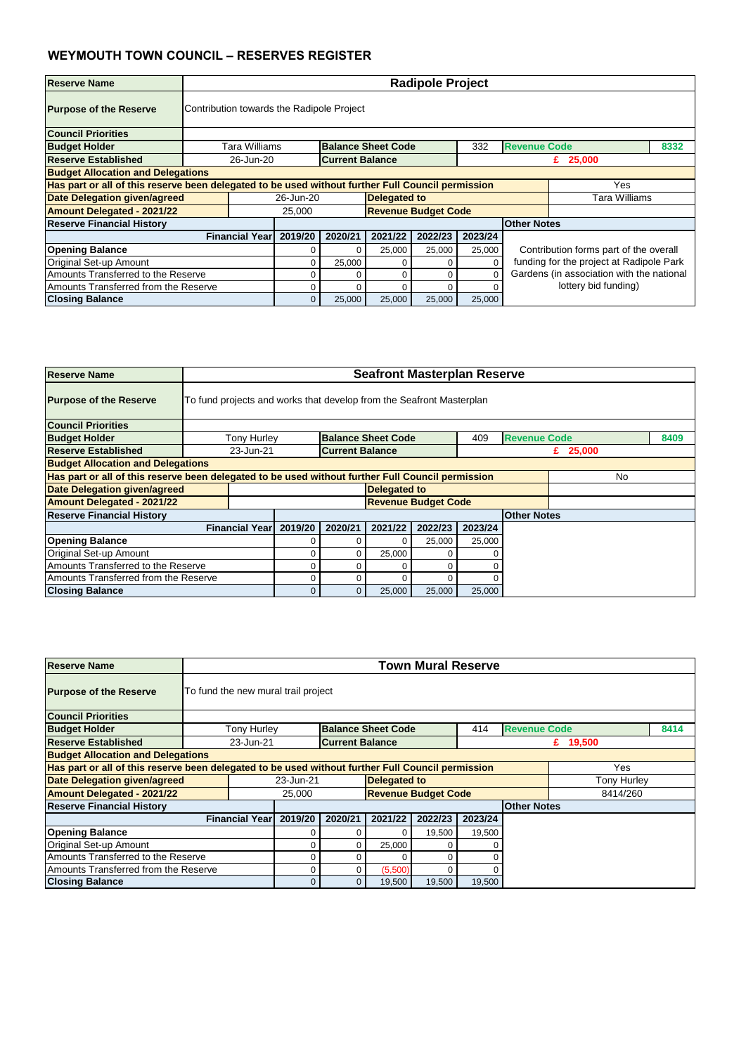## WEYMOUTH TOWN COUNCIL – RESERVES REGISTER

| **Reserve Name** | **Radipole Project** | | | | | | | |
|---|---|---|---|---|---|---|---|---|
| **Purpose of the Reserve** | Contribution towards the Radipole Project | | | | | | | |
| **Council Priorities** | | | | | | | | |
| **Budget Holder** | Tara Williams | | **Balance Sheet Code** | | 332 | **Revenue Code** | | 8332 |
| **Reserve Established** | 26-Jun-20 | | **Current Balance** | | | £ 25,000 | | |
| **Budget Allocation and Delegations** | | | | | | | | |
| **Has part or all of this reserve been delegated to be used without further Full Council permission** | | | | | | | Yes | |
| **Date Delegation given/agreed** | 26-Jun-20 | | | **Delegated to** | | | Tara Williams | |
| **Amount Delegated - 2021/22** | 25,000 | | | **Revenue Budget Code** | | | | |
| **Reserve Financial History** | | | | | | **Other Notes** | | |
| **Financial Year** | **2019/20** | **2020/21** | **2021/22** | **2022/23** | **2023/24** | | | |
| **Opening Balance** | 0 | 0 | 25,000 | 25,000 | 25,000 | Contribution forms part of the overall funding for the project at Radipole Park Gardens (in association with the national lottery bid funding) | | |
| Original Set-up Amount | 0 | 25,000 | 0 | 0 | 0 | | | |
| Amounts Transferred to the Reserve | 0 | 0 | 0 | 0 | 0 | | | |
| Amounts Transferred from the Reserve | 0 | 0 | 0 | 0 | 0 | | | |
| **Closing Balance** | 0 | 25,000 | 25,000 | 25,000 | 25,000 | | | |

| **Reserve Name** | **Seafront Masterplan Reserve** | | | | | | | |
|---|---|---|---|---|---|---|---|---|
| **Purpose of the Reserve** | To fund projects and works that develop from the Seafront Masterplan | | | | | | | |
| **Council Priorities** | | | | | | | | |
| **Budget Holder** | Tony Hurley | | **Balance Sheet Code** | | 409 | **Revenue Code** | | 8409 |
| **Reserve Established** | 23-Jun-21 | | **Current Balance** | | | £ 25,000 | | |
| **Budget Allocation and Delegations** | | | | | | | | |
| **Has part or all of this reserve been delegated to be used without further Full Council permission** | | | | | | | No | |
| **Date Delegation given/agreed** | | | | **Delegated to** | | | | |
| **Amount Delegated - 2021/22** | | | | **Revenue Budget Code** | | | | |
| **Reserve Financial History** | | | | | | **Other Notes** | | |
| **Financial Year** | **2019/20** | **2020/21** | **2021/22** | **2022/23** | **2023/24** | | | |
| **Opening Balance** | 0 | 0 | 0 | 25,000 | 25,000 | | | |
| Original Set-up Amount | 0 | 0 | 25,000 | 0 | 0 | | | |
| Amounts Transferred to the Reserve | 0 | 0 | 0 | 0 | 0 | | | |
| Amounts Transferred from the Reserve | 0 | 0 | 0 | 0 | 0 | | | |
| **Closing Balance** | 0 | 0 | 25,000 | 25,000 | 25,000 | | | |

| **Reserve Name** | **Town Mural Reserve** | | | | | | | |
|---|---|---|---|---|---|---|---|---|
| **Purpose of the Reserve** | To fund the new mural trail project | | | | | | | |
| **Council Priorities** | | | | | | | | |
| **Budget Holder** | Tony Hurley | | **Balance Sheet Code** | | 414 | **Revenue Code** | | 8414 |
| **Reserve Established** | 23-Jun-21 | | **Current Balance** | | | £ 19,500 | | |
| **Budget Allocation and Delegations** | | | | | | | | |
| **Has part or all of this reserve been delegated to be used without further Full Council permission** | | | | | | | Yes | |
| **Date Delegation given/agreed** | 23-Jun-21 | | | **Delegated to** | | | Tony Hurley | |
| **Amount Delegated - 2021/22** | 25,000 | | | **Revenue Budget Code** | | | 8414/260 | |
| **Reserve Financial History** | | | | | | **Other Notes** | | |
| **Financial Year** | **2019/20** | **2020/21** | **2021/22** | **2022/23** | **2023/24** | | | |
| **Opening Balance** | 0 | 0 | 0 | 19,500 | 19,500 | | | |
| Original Set-up Amount | 0 | 0 | 25,000 | 0 | 0 | | | |
| Amounts Transferred to the Reserve | 0 | 0 | 0 | 0 | 0 | | | |
| Amounts Transferred from the Reserve | 0 | 0 | (5,500) | 0 | 0 | | | |
| **Closing Balance** | 0 | 0 | 19,500 | 19,500 | 19,500 | | | |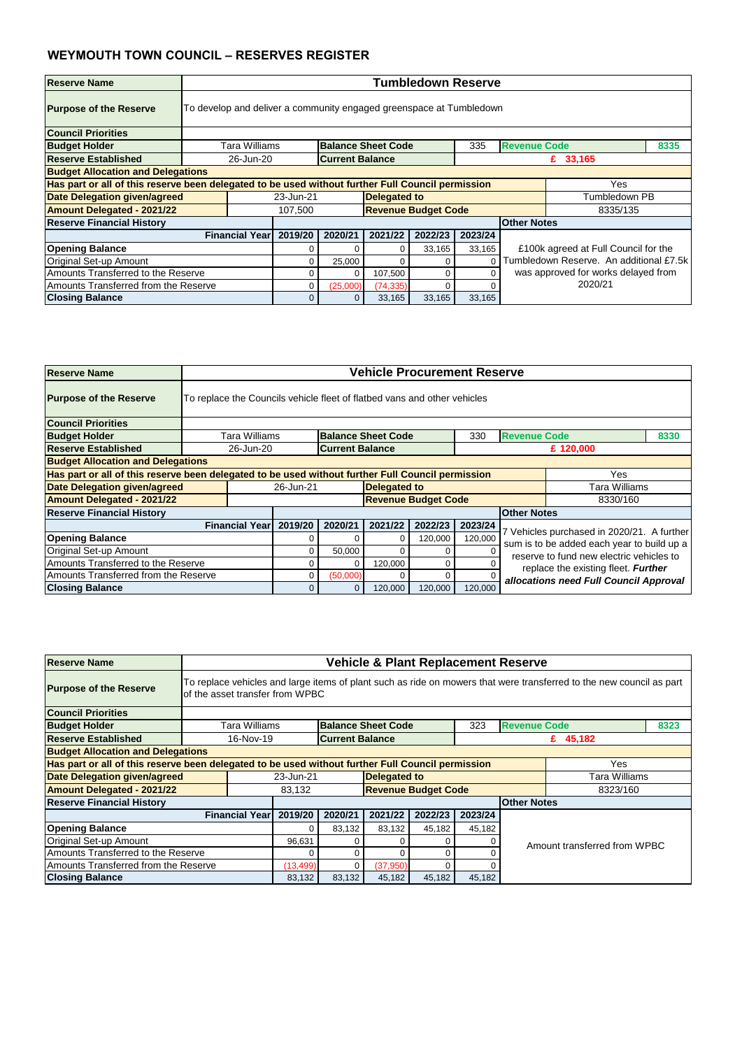## WEYMOUTH TOWN COUNCIL – RESERVES REGISTER

| Reserve Name | Tumbledown Reserve | | | | | | | |
|---|---|---|---|---|---|---|---|---|
| Purpose of the Reserve | To develop and deliver a community engaged greenspace at Tumbledown | | | | | | | |
| Council Priorities | | | | | | | | |
| Budget Holder | Tara Williams | | Balance Sheet Code | | 335 | Revenue Code | | 8335 |
| Reserve Established | 26-Jun-20 | | Current Balance | | | £ 33,165 | | |
| Budget Allocation and Delegations | | | | | | | | |
| Has part or all of this reserve been delegated to be used without further Full Council permission | | | | | | | Yes | |
| Date Delegation given/agreed | | 23-Jun-21 | | Delegated to | | | Tumbledown PB | |
| Amount Delegated - 2021/22 | | 107,500 | | Revenue Budget Code | | | 8335/135 | |
| Reserve Financial History | | | | | | Other Notes | | |
| Financial Year | 2019/20 | 2020/21 | 2021/22 | 2022/23 | 2023/24 | | | |
| Opening Balance | 0 | 0 | 0 | 33,165 | 33,165 | £100k agreed at Full Council for the Tumbledown Reserve. An additional £7.5k was approved for works delayed from 2020/21 | | |
| Original Set-up Amount | 0 | 25,000 | 0 | 0 | 0 | | | |
| Amounts Transferred to the Reserve | 0 | 0 | 107,500 | 0 | 0 | | | |
| Amounts Transferred from the Reserve | 0 | (25,000) | (74,335) | 0 | 0 | | | |
| Closing Balance | 0 | 0 | 33,165 | 33,165 | 33,165 | | | |

| Reserve Name | Vehicle Procurement Reserve | | | | | | | |
|---|---|---|---|---|---|---|---|---|
| Purpose of the Reserve | To replace the Councils vehicle fleet of flatbed vans and other vehicles | | | | | | | |
| Council Priorities | | | | | | | | |
| Budget Holder | Tara Williams | | Balance Sheet Code | | 330 | Revenue Code | | 8330 |
| Reserve Established | 26-Jun-20 | | Current Balance | | | £ 120,000 | | |
| Budget Allocation and Delegations | | | | | | | | |
| Has part or all of this reserve been delegated to be used without further Full Council permission | | | | | | | Yes | |
| Date Delegation given/agreed | | 26-Jun-21 | | Delegated to | | | Tara Williams | |
| Amount Delegated - 2021/22 | | | | Revenue Budget Code | | | 8330/160 | |
| Reserve Financial History | | | | | | Other Notes | | |
| Financial Year | 2019/20 | 2020/21 | 2021/22 | 2022/23 | 2023/24 | | | |
| Opening Balance | 0 | 0 | 0 | 120,000 | 120,000 | 7 Vehicles purchased in 2020/21. A further sum is to be added each year to build up a reserve to fund new electric vehicles to replace the existing fleet. ***Further allocations need Full Council Approval*** | | |
| Original Set-up Amount | 0 | 50,000 | 0 | 0 | 0 | | | |
| Amounts Transferred to the Reserve | 0 | 0 | 120,000 | 0 | 0 | | | |
| Amounts Transferred from the Reserve | 0 | (50,000) | 0 | 0 | 0 | | | |
| Closing Balance | 0 | 0 | 120,000 | 120,000 | 120,000 | | | |

| Reserve Name | Vehicle & Plant Replacement Reserve | | | | | | | |
|---|---|---|---|---|---|---|---|---|
| Purpose of the Reserve | To replace vehicles and large items of plant such as ride on mowers that were transferred to the new council as part of the asset transfer from WPBC | | | | | | | |
| Council Priorities | | | | | | | | |
| Budget Holder | Tara Williams | | Balance Sheet Code | | 323 | Revenue Code | | 8323 |
| Reserve Established | 16-Nov-19 | | Current Balance | | | £ 45,182 | | |
| Budget Allocation and Delegations | | | | | | | | |
| Has part or all of this reserve been delegated to be used without further Full Council permission | | | | | | | Yes | |
| Date Delegation given/agreed | | 23-Jun-21 | | Delegated to | | | Tara Williams | |
| Amount Delegated - 2021/22 | | 83,132 | | Revenue Budget Code | | | 8323/160 | |
| Reserve Financial History | | | | | | Other Notes | | |
| Financial Year | 2019/20 | 2020/21 | 2021/22 | 2022/23 | 2023/24 | | | |
| Opening Balance | 0 | 83,132 | 83,132 | 45,182 | 45,182 | Amount transferred from WPBC | | |
| Original Set-up Amount | 96,631 | 0 | 0 | 0 | 0 | | | |
| Amounts Transferred to the Reserve | 0 | 0 | 0 | 0 | 0 | | | |
| Amounts Transferred from the Reserve | (13,499) | 0 | (37,950) | 0 | 0 | | | |
| Closing Balance | 83,132 | 83,132 | 45,182 | 45,182 | 45,182 | | | |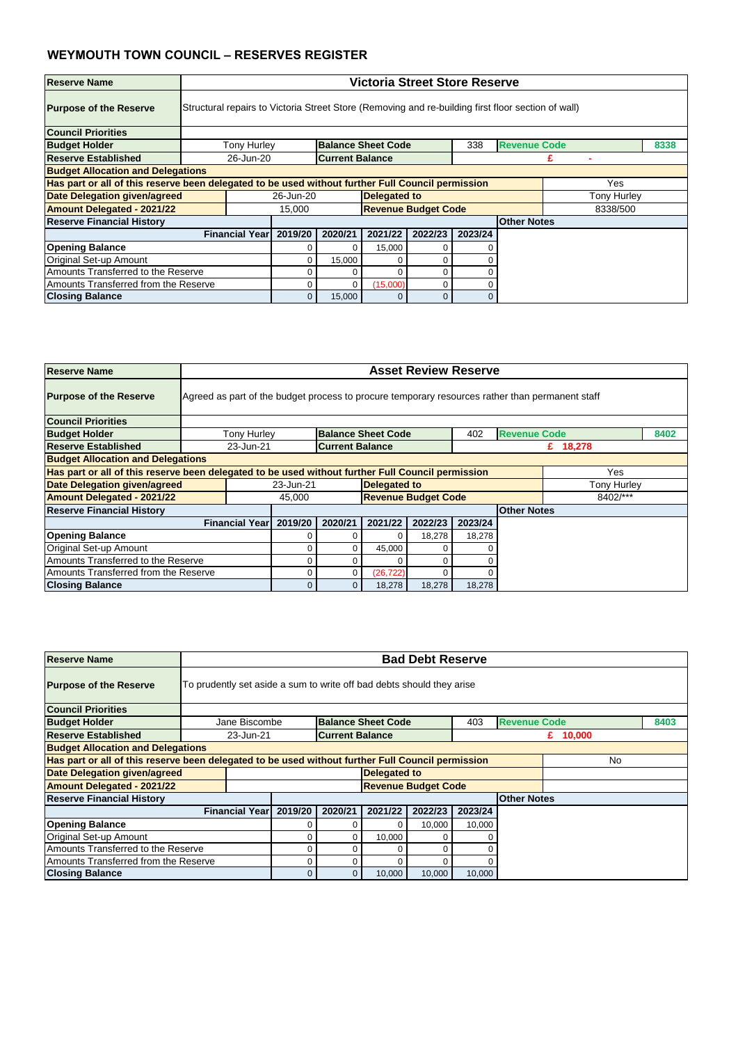## WEYMOUTH TOWN COUNCIL – RESERVES REGISTER

| Reserve Name | Victoria Street Store Reserve | | | | | |
|---|---|---|---|---|---|---|
| Purpose of the Reserve | Structural repairs to Victoria Street Store (Removing and re-building first floor section of wall) | | | | | |
| Council Priorities | | | | | | |
| Budget Holder | Tony Hurley | Balance Sheet Code | 338 | Revenue Code | 8338 | |
| Reserve Established | 26-Jun-20 | Current Balance | £ - | | | |
| **Budget Allocation and Delegations** | | | | | | |
| Has part or all of this reserve been delegated to be used without further Full Council permission | | | | | Yes | |
| Date Delegation given/agreed | 26-Jun-20 | Delegated to | Tony Hurley | | | |
| Amount Delegated - 2021/22 | 15,000 | Revenue Budget Code | 8338/500 | | | |

| Reserve Financial History | | | | | | Other Notes |
|---|---|---|---|---|---|---|
| Financial Year | 2019/20 | 2020/21 | 2021/22 | 2022/23 | 2023/24 | |
| Opening Balance | 0 | 0 | 15,000 | 0 | 0 | |
| Original Set-up Amount | 0 | 15,000 | 0 | 0 | 0 | |
| Amounts Transferred to the Reserve | 0 | 0 | 0 | 0 | 0 | |
| Amounts Transferred from the Reserve | 0 | 0 | (15,000) | 0 | 0 | |
| Closing Balance | 0 | 15,000 | 0 | 0 | 0 | |

| Reserve Name | Asset Review Reserve | | | | | |
|---|---|---|---|---|---|---|
| Purpose of the Reserve | Agreed as part of the budget process to procure temporary resources rather than permanent staff | | | | | |
| Council Priorities | | | | | | |
| Budget Holder | Tony Hurley | Balance Sheet Code | 402 | Revenue Code | 8402 | |
| Reserve Established | 23-Jun-21 | Current Balance | £ 18,278 | | | |
| **Budget Allocation and Delegations** | | | | | | |
| Has part or all of this reserve been delegated to be used without further Full Council permission | | | | | Yes | |
| Date Delegation given/agreed | 23-Jun-21 | Delegated to | Tony Hurley | | | |
| Amount Delegated - 2021/22 | 45,000 | Revenue Budget Code | 8402/*** | | | |

| Reserve Financial History | | | | | | Other Notes |
|---|---|---|---|---|---|---|
| Financial Year | 2019/20 | 2020/21 | 2021/22 | 2022/23 | 2023/24 | |
| Opening Balance | 0 | 0 | 0 | 18,278 | 18,278 | |
| Original Set-up Amount | 0 | 0 | 45,000 | 0 | 0 | |
| Amounts Transferred to the Reserve | 0 | 0 | 0 | 0 | 0 | |
| Amounts Transferred from the Reserve | 0 | 0 | (26,722) | 0 | 0 | |
| Closing Balance | 0 | 0 | 18,278 | 18,278 | 18,278 | |

| Reserve Name | Bad Debt Reserve | | | | | |
|---|---|---|---|---|---|---|
| Purpose of the Reserve | To prudently set aside a sum to write off bad debts should they arise | | | | | |
| Council Priorities | | | | | | |
| Budget Holder | Jane Biscombe | Balance Sheet Code | 403 | Revenue Code | 8403 | |
| Reserve Established | 23-Jun-21 | Current Balance | £ 10,000 | | | |
| **Budget Allocation and Delegations** | | | | | | |
| Has part or all of this reserve been delegated to be used without further Full Council permission | | | | | No | |
| Date Delegation given/agreed | | Delegated to | | | | |
| Amount Delegated - 2021/22 | | Revenue Budget Code | | | | |

| Reserve Financial History | | | | | | Other Notes |
|---|---|---|---|---|---|---|
| Financial Year | 2019/20 | 2020/21 | 2021/22 | 2022/23 | 2023/24 | |
| Opening Balance | 0 | 0 | 0 | 10,000 | 10,000 | |
| Original Set-up Amount | 0 | 0 | 10,000 | 0 | 0 | |
| Amounts Transferred to the Reserve | 0 | 0 | 0 | 0 | 0 | |
| Amounts Transferred from the Reserve | 0 | 0 | 0 | 0 | 0 | |
| Closing Balance | 0 | 0 | 10,000 | 10,000 | 10,000 | |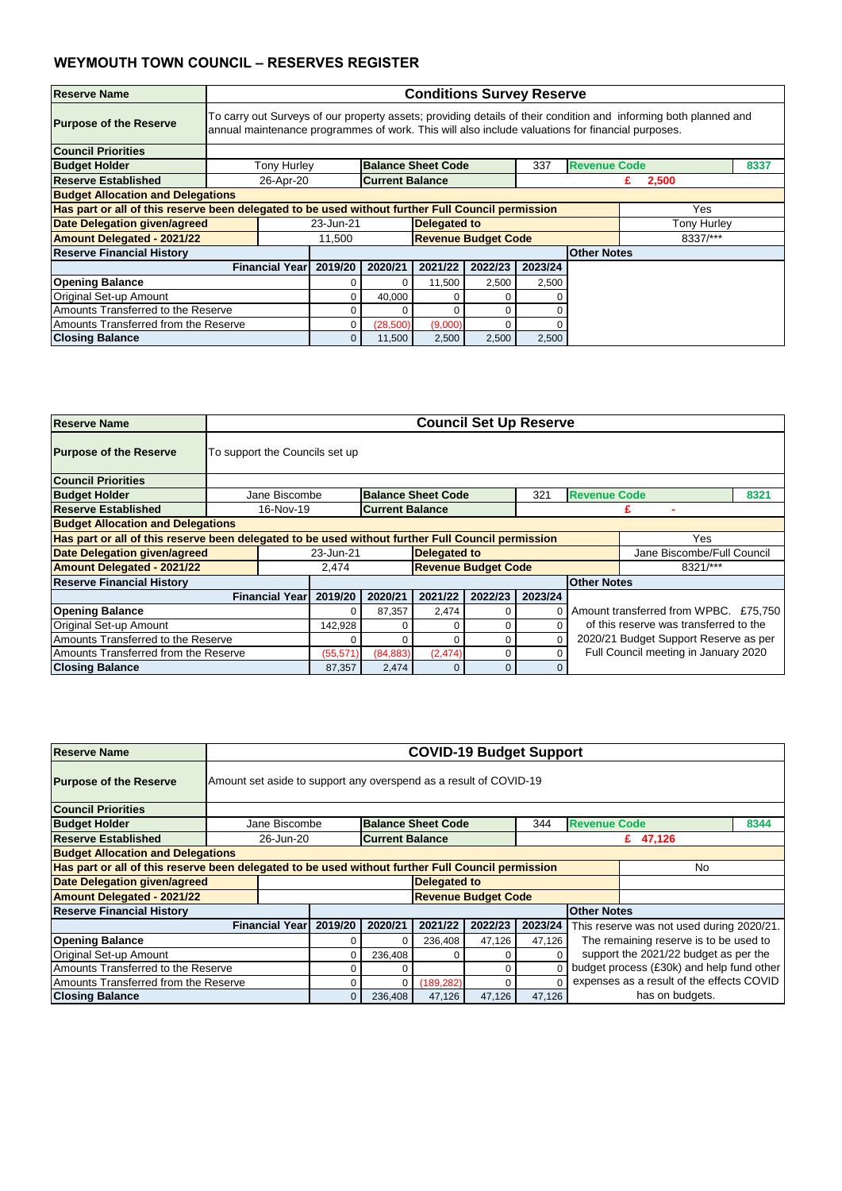# WEYMOUTH TOWN COUNCIL – RESERVES REGISTER

| Reserve Name | Conditions Survey Reserve | | | | | | |
|---|---|---|---|---|---|---|---|
| Purpose of the Reserve | To carry out Surveys of our property assets; providing details of their condition and informing both planned and annual maintenance programmes of work. This will also include valuations for financial purposes. | | | | | | |
| Council Priorities | | | | | | | |
| Budget Holder | Tony Hurley | Balance Sheet Code | | 337 | Revenue Code | | 8337 |
| Reserve Established | 26-Apr-20 | Current Balance | | | £ 2,500 | | |
| Budget Allocation and Delegations | | | | | | | |
| Has part or all of this reserve been delegated to be used without further Full Council permission | | | | | | Yes | |
| Date Delegation given/agreed | 23-Jun-21 | Delegated to | | | | Tony Hurley | |
| Amount Delegated - 2021/22 | 11,500 | Revenue Budget Code | | | | 8337/*** | |

| Reserve Financial History | | | | | | Other Notes |
|---|---|---|---|---|---|---|
| Financial Year | 2019/20 | 2020/21 | 2021/22 | 2022/23 | 2023/24 | |
| Opening Balance | 0 | 0 | 11,500 | 2,500 | 2,500 | |
| Original Set-up Amount | 0 | 40,000 | 0 | 0 | 0 | |
| Amounts Transferred to the Reserve | 0 | 0 | 0 | 0 | 0 | |
| Amounts Transferred from the Reserve | 0 | (28,500) | (9,000) | 0 | 0 | |
| Closing Balance | 0 | 11,500 | 2,500 | 2,500 | 2,500 | |

| Reserve Name | Council Set Up Reserve | | | | | | |
|---|---|---|---|---|---|---|---|
| Purpose of the Reserve | To support the Councils set up | | | | | | |
| Council Priorities | | | | | | | |
| Budget Holder | Jane Biscombe | Balance Sheet Code | | 321 | Revenue Code | | 8321 |
| Reserve Established | 16-Nov-19 | Current Balance | | | £ - | | |
| Budget Allocation and Delegations | | | | | | | |
| Has part or all of this reserve been delegated to be used without further Full Council permission | | | | | | Yes | |
| Date Delegation given/agreed | 23-Jun-21 | Delegated to | | | | Jane Biscombe/Full Council | |
| Amount Delegated - 2021/22 | 2,474 | Revenue Budget Code | | | | 8321/*** | |

| Reserve Financial History | | | | | | Other Notes |
|---|---|---|---|---|---|---|
| Financial Year | 2019/20 | 2020/21 | 2021/22 | 2022/23 | 2023/24 | |
| Opening Balance | 0 | 87,357 | 2,474 | 0 | 0 | Amount transferred from WPBC. £75,750 |
| Original Set-up Amount | 142,928 | 0 | 0 | 0 | 0 | of this reserve was transferred to the |
| Amounts Transferred to the Reserve | 0 | 0 | 0 | 0 | 0 | 2020/21 Budget Support Reserve as per |
| Amounts Transferred from the Reserve | (55,571) | (84,883) | (2,474) | 0 | 0 | Full Council meeting in January 2020 |
| Closing Balance | 87,357 | 2,474 | 0 | 0 | 0 | |

| Reserve Name | COVID-19 Budget Support | | | | | | |
|---|---|---|---|---|---|---|---|
| Purpose of the Reserve | Amount set aside to support any overspend as a result of COVID-19 | | | | | | |
| Council Priorities | | | | | | | |
| Budget Holder | Jane Biscombe | Balance Sheet Code | | 344 | Revenue Code | | 8344 |
| Reserve Established | 26-Jun-20 | Current Balance | | | £ 47,126 | | |
| Budget Allocation and Delegations | | | | | | | |
| Has part or all of this reserve been delegated to be used without further Full Council permission | | | | | | No | |
| Date Delegation given/agreed | | Delegated to | | | | | |
| Amount Delegated - 2021/22 | | Revenue Budget Code | | | | | |

| Reserve Financial History | | | | | | Other Notes |
|---|---|---|---|---|---|---|
| Financial Year | 2019/20 | 2020/21 | 2021/22 | 2022/23 | 2023/24 | This reserve was not used during 2020/21. |
| Opening Balance | 0 | 0 | 236,408 | 47,126 | 47,126 | The remaining reserve is to be used to |
| Original Set-up Amount | 0 | 236,408 | 0 | 0 | 0 | support the 2021/22 budget as per the |
| Amounts Transferred to the Reserve | 0 | 0 | 0 | 0 | 0 | budget process (£30k) and help fund other |
| Amounts Transferred from the Reserve | 0 | 0 | (189,282) | 0 | 0 | expenses as a result of the effects COVID |
| Closing Balance | 0 | 236,408 | 47,126 | 47,126 | 47,126 | has on budgets. |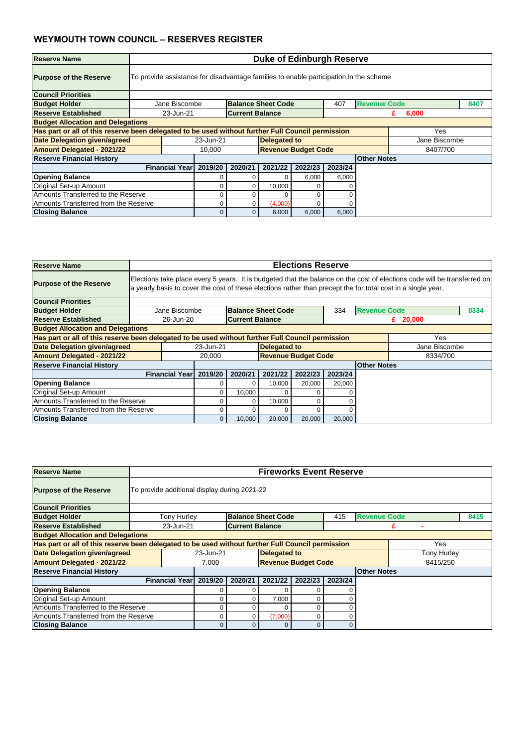# WEYMOUTH TOWN COUNCIL – RESERVES REGISTER

| **Reserve Name** | **Duke of Edinburgh Reserve** | | | | | | |
|---|---|---|---|---|---|---|---|
| **Purpose of the Reserve** | To provide assistance for disadvantage families to enable participation in the scheme | | | | | | |
| **Council Priorities** | | | | | | | |
| **Budget Holder** | Jane Biscombe | **Balance Sheet Code** | | 407 | **Revenue Code** | | 8407 |
| **Reserve Established** | 23-Jun-21 | **Current Balance** | | | £ 6,000 | | |
| **Budget Allocation and Delegations** | | | | | | | |
| **Has part or all of this reserve been delegated to be used without further Full Council permission** | | | | | | Yes | |
| **Date Delegation given/agreed** | 23-Jun-21 | | **Delegated to** | | | Jane Biscombe | |
| **Amount Delegated - 2021/22** | 10,000 | | **Revenue Budget Code** | | | 8407/700 | |

| **Reserve Financial History** | | | | | | **Other Notes** |
|---|---|---|---|---|---|---|
| **Financial Year** | **2019/20** | **2020/21** | **2021/22** | **2022/23** | **2023/24** | |
| **Opening Balance** | 0 | 0 | 0 | 6,000 | 6,000 | |
| Original Set-up Amount | 0 | 0 | 10,000 | 0 | 0 | |
| Amounts Transferred to the Reserve | 0 | 0 | 0 | 0 | 0 | |
| Amounts Transferred from the Reserve | 0 | 0 | (4,000) | 0 | 0 | |
| **Closing Balance** | 0 | 0 | 6,000 | 6,000 | 6,000 | |

| **Reserve Name** | **Elections Reserve** | | | | | | |
|---|---|---|---|---|---|---|---|
| **Purpose of the Reserve** | Elections take place every 5 years. It is budgeted that the balance on the cost of elections code will be transferred on a yearly basis to cover the cost of these elections rather than precept for total cost in a single year. | | | | | | |
| **Council Priorities** | | | | | | | |
| **Budget Holder** | Jane Biscombe | **Balance Sheet Code** | | 334 | **Revenue Code** | | 8334 |
| **Reserve Established** | 26-Jun-20 | **Current Balance** | | | £ 20,000 | | |
| **Budget Allocation and Delegations** | | | | | | | |
| **Has part or all of this reserve been delegated to be used without further Full Council permission** | | | | | | Yes | |
| **Date Delegation given/agreed** | 23-Jun-21 | | **Delegated to** | | | Jane Biscombe | |
| **Amount Delegated - 2021/22** | 20,000 | | **Revenue Budget Code** | | | 8334/700 | |

| **Reserve Financial History** | | | | | | **Other Notes** |
|---|---|---|---|---|---|---|
| **Financial Year** | **2019/20** | **2020/21** | **2021/22** | **2022/23** | **2023/24** | |
| **Opening Balance** | 0 | 0 | 10,000 | 20,000 | 20,000 | |
| Original Set-up Amount | 0 | 10,000 | 0 | 0 | 0 | |
| Amounts Transferred to the Reserve | 0 | 0 | 10,000 | 0 | 0 | |
| Amounts Transferred from the Reserve | 0 | 0 | 0 | 0 | 0 | |
| **Closing Balance** | 0 | 10,000 | 20,000 | 20,000 | 20,000 | |

| **Reserve Name** | **Fireworks Event Reserve** | | | | | | |
|---|---|---|---|---|---|---|---|
| **Purpose of the Reserve** | To provide additional display during 2021-22 | | | | | | |
| **Council Priorities** | | | | | | | |
| **Budget Holder** | Tony Hurley | **Balance Sheet Code** | | 415 | **Revenue Code** | | 8415 |
| **Reserve Established** | 23-Jun-21 | **Current Balance** | | | £ - | | |
| **Budget Allocation and Delegations** | | | | | | | |
| **Has part or all of this reserve been delegated to be used without further Full Council permission** | | | | | | Yes | |
| **Date Delegation given/agreed** | 23-Jun-21 | | **Delegated to** | | | Tony Hurley | |
| **Amount Delegated - 2021/22** | 7,000 | | **Revenue Budget Code** | | | 8415/250 | |

| **Reserve Financial History** | | | | | | **Other Notes** |
|---|---|---|---|---|---|---|
| **Financial Year** | **2019/20** | **2020/21** | **2021/22** | **2022/23** | **2023/24** | |
| **Opening Balance** | 0 | 0 | 0 | 0 | 0 | |
| Original Set-up Amount | 0 | 0 | 7,000 | 0 | 0 | |
| Amounts Transferred to the Reserve | 0 | 0 | 0 | 0 | 0 | |
| Amounts Transferred from the Reserve | 0 | 0 | (7,000) | 0 | 0 | |
| **Closing Balance** | 0 | 0 | 0 | 0 | 0 | |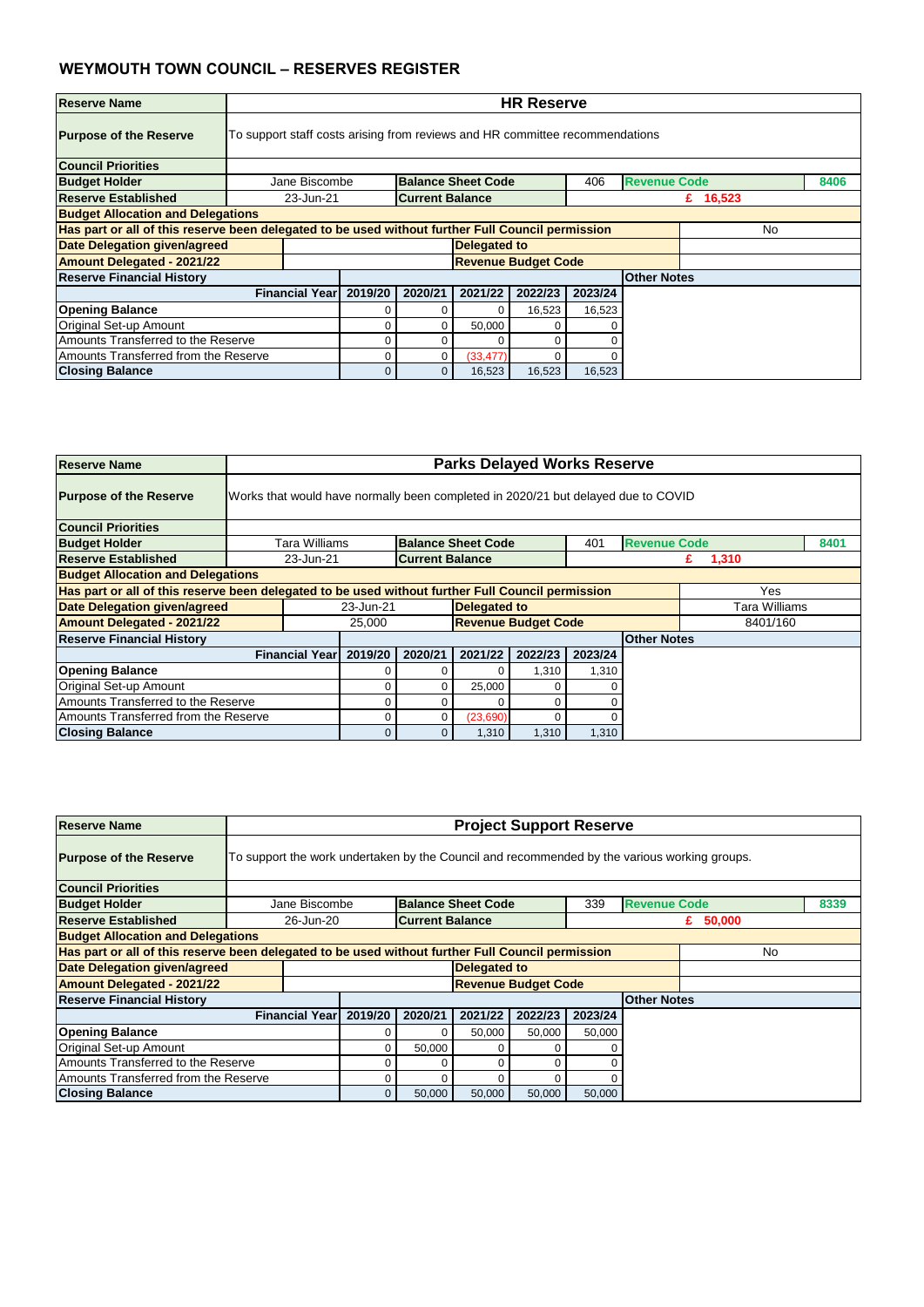# WEYMOUTH TOWN COUNCIL – RESERVES REGISTER

| Reserve Name | HR Reserve | | | | | |
|---|---|---|---|---|---|---|
| Purpose of the Reserve | To support staff costs arising from reviews and HR committee recommendations | | | | | |
| Council Priorities | | | | | | |
| Budget Holder | Jane Biscombe | Balance Sheet Code | 406 | Revenue Code | 8406 | |
| Reserve Established | 23-Jun-21 | Current Balance | £ 16,523 | | | |
| **Budget Allocation and Delegations** | | | | | | |
| Has part or all of this reserve been delegated to be used without further Full Council permission | No | | | | | |
| Date Delegation given/agreed | | Delegated to | | | | |
| Amount Delegated - 2021/22 | | Revenue Budget Code | | | | |
| **Reserve Financial History** | | | | | | Other Notes |
| Financial Year | 2019/20 | 2020/21 | 2021/22 | 2022/23 | 2023/24 | |
| Opening Balance | 0 | 0 | 0 | 16,523 | 16,523 | |
| Original Set-up Amount | 0 | 0 | 50,000 | 0 | 0 | |
| Amounts Transferred to the Reserve | 0 | 0 | 0 | 0 | 0 | |
| Amounts Transferred from the Reserve | 0 | 0 | (33,477) | 0 | 0 | |
| Closing Balance | 0 | 0 | 16,523 | 16,523 | 16,523 | |

| Reserve Name | Parks Delayed Works Reserve | | | | | |
|---|---|---|---|---|---|---|
| Purpose of the Reserve | Works that would have normally been completed in 2020/21 but delayed due to COVID | | | | | |
| Council Priorities | | | | | | |
| Budget Holder | Tara Williams | Balance Sheet Code | 401 | Revenue Code | 8401 | |
| Reserve Established | 23-Jun-21 | Current Balance | £ 1,310 | | | |
| **Budget Allocation and Delegations** | | | | | | |
| Has part or all of this reserve been delegated to be used without further Full Council permission | Yes | | | | | |
| Date Delegation given/agreed | 23-Jun-21 | Delegated to | Tara Williams | | | |
| Amount Delegated - 2021/22 | 25,000 | Revenue Budget Code | 8401/160 | | | |
| **Reserve Financial History** | | | | | | Other Notes |
| Financial Year | 2019/20 | 2020/21 | 2021/22 | 2022/23 | 2023/24 | |
| Opening Balance | 0 | 0 | 0 | 1,310 | 1,310 | |
| Original Set-up Amount | 0 | 0 | 25,000 | 0 | 0 | |
| Amounts Transferred to the Reserve | 0 | 0 | 0 | 0 | 0 | |
| Amounts Transferred from the Reserve | 0 | 0 | (23,690) | 0 | 0 | |
| Closing Balance | 0 | 0 | 1,310 | 1,310 | 1,310 | |

| Reserve Name | Project Support Reserve | | | | | |
|---|---|---|---|---|---|---|
| Purpose of the Reserve | To support the work undertaken by the Council and recommended by the various working groups. | | | | | |
| Council Priorities | | | | | | |
| Budget Holder | Jane Biscombe | Balance Sheet Code | 339 | Revenue Code | 8339 | |
| Reserve Established | 26-Jun-20 | Current Balance | £ 50,000 | | | |
| **Budget Allocation and Delegations** | | | | | | |
| Has part or all of this reserve been delegated to be used without further Full Council permission | No | | | | | |
| Date Delegation given/agreed | | Delegated to | | | | |
| Amount Delegated - 2021/22 | | Revenue Budget Code | | | | |
| **Reserve Financial History** | | | | | | Other Notes |
| Financial Year | 2019/20 | 2020/21 | 2021/22 | 2022/23 | 2023/24 | |
| Opening Balance | 0 | 0 | 50,000 | 50,000 | 50,000 | |
| Original Set-up Amount | 0 | 50,000 | 0 | 0 | 0 | |
| Amounts Transferred to the Reserve | 0 | 0 | 0 | 0 | 0 | |
| Amounts Transferred from the Reserve | 0 | 0 | 0 | 0 | 0 | |
| Closing Balance | 0 | 50,000 | 50,000 | 50,000 | 50,000 | |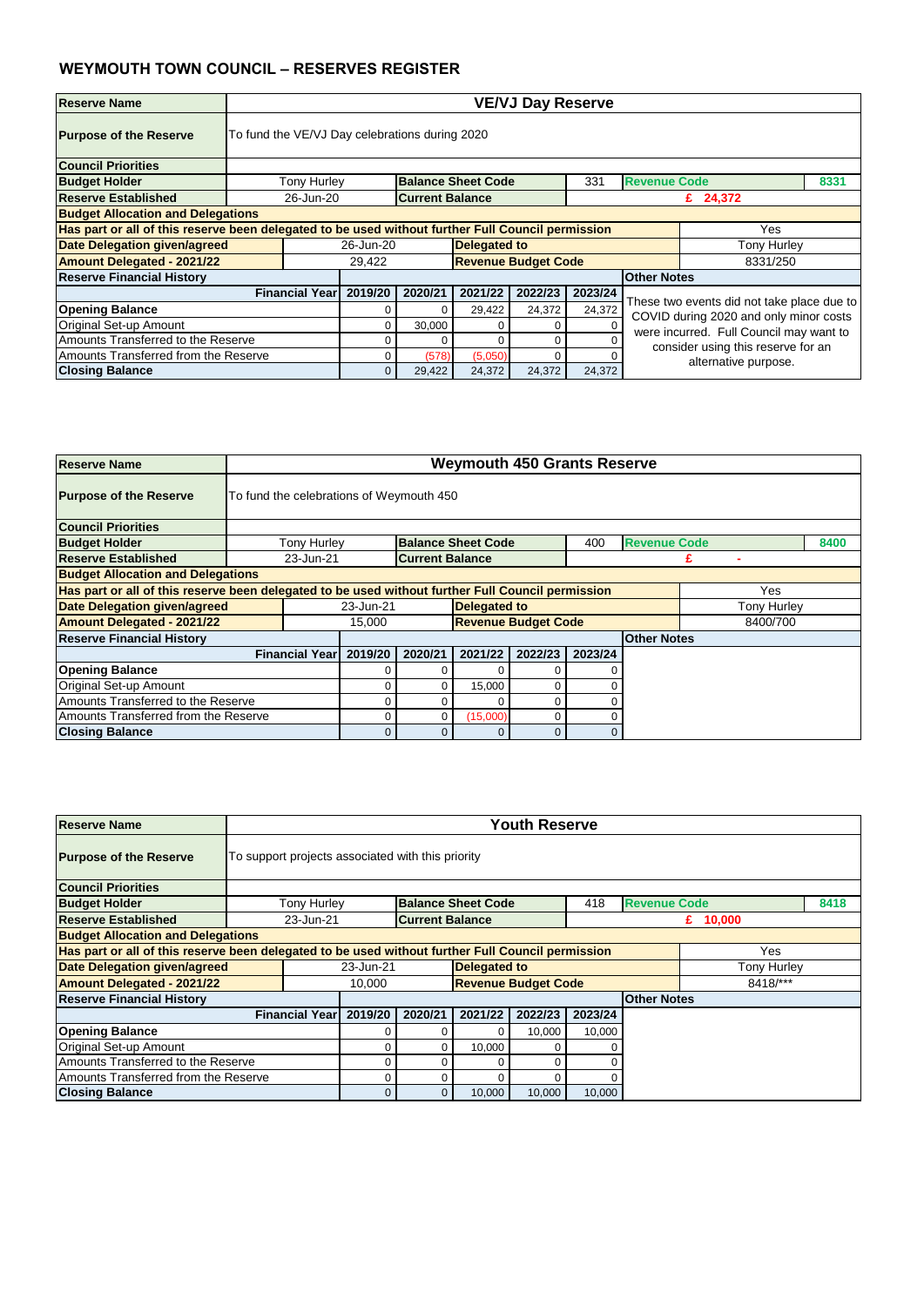## WEYMOUTH TOWN COUNCIL – RESERVES REGISTER

| **Reserve Name** | **VE/VJ Day Reserve** | | | | | | |
|---|---|---|---|---|---|---|---|
| **Purpose of the Reserve** | To fund the VE/VJ Day celebrations during 2020 | | | | | | |
| **Council Priorities** | | | | | | | |
| **Budget Holder** | Tony Hurley | **Balance Sheet Code** | 331 | **Revenue Code** | 8331 | | |
| **Reserve Established** | 26-Jun-20 | **Current Balance** | £ 24,372 | | | | |
| **Budget Allocation and Delegations** | | | | | | | |
| **Has part or all of this reserve been delegated to be used without further Full Council permission** | Yes | | | | | | |
| **Date Delegation given/agreed** | 26-Jun-20 | **Delegated to** | Tony Hurley | | | | |
| **Amount Delegated - 2021/22** | 29,422 | **Revenue Budget Code** | 8331/250 | | | | |
| **Reserve Financial History** | | | | | | | **Other Notes** |
| **Financial Year** | 2019/20 | 2020/21 | 2021/22 | 2022/23 | 2023/24 | | These two events did not take place due to COVID during 2020 and only minor costs were incurred. Full Council may want to consider using this reserve for an alternative purpose. |
| **Opening Balance** | 0 | 0 | 29,422 | 24,372 | 24,372 | | |
| Original Set-up Amount | 0 | 30,000 | 0 | 0 | 0 | | |
| Amounts Transferred to the Reserve | 0 | 0 | 0 | 0 | 0 | | |
| Amounts Transferred from the Reserve | 0 | (578) | (5,050) | 0 | 0 | | |
| **Closing Balance** | 0 | 29,422 | 24,372 | 24,372 | 24,372 | | |

| **Reserve Name** | **Weymouth 450 Grants Reserve** | | | | | | |
|---|---|---|---|---|---|---|---|
| **Purpose of the Reserve** | To fund the celebrations of Weymouth 450 | | | | | | |
| **Council Priorities** | | | | | | | |
| **Budget Holder** | Tony Hurley | **Balance Sheet Code** | 400 | **Revenue Code** | 8400 | | |
| **Reserve Established** | 23-Jun-21 | **Current Balance** | £ - | | | | |
| **Budget Allocation and Delegations** | | | | | | | |
| **Has part or all of this reserve been delegated to be used without further Full Council permission** | Yes | | | | | | |
| **Date Delegation given/agreed** | 23-Jun-21 | **Delegated to** | Tony Hurley | | | | |
| **Amount Delegated - 2021/22** | 15,000 | **Revenue Budget Code** | 8400/700 | | | | |
| **Reserve Financial History** | | | | | | | **Other Notes** |
| **Financial Year** | 2019/20 | 2020/21 | 2021/22 | 2022/23 | 2023/24 | | |
| **Opening Balance** | 0 | 0 | 0 | 0 | 0 | | |
| Original Set-up Amount | 0 | 0 | 15,000 | 0 | 0 | | |
| Amounts Transferred to the Reserve | 0 | 0 | 0 | 0 | 0 | | |
| Amounts Transferred from the Reserve | 0 | 0 | (15,000) | 0 | 0 | | |
| **Closing Balance** | 0 | 0 | 0 | 0 | 0 | | |

| **Reserve Name** | **Youth Reserve** | | | | | | |
|---|---|---|---|---|---|---|---|
| **Purpose of the Reserve** | To support projects associated with this priority | | | | | | |
| **Council Priorities** | | | | | | | |
| **Budget Holder** | Tony Hurley | **Balance Sheet Code** | 418 | **Revenue Code** | 8418 | | |
| **Reserve Established** | 23-Jun-21 | **Current Balance** | £ 10,000 | | | | |
| **Budget Allocation and Delegations** | | | | | | | |
| **Has part or all of this reserve been delegated to be used without further Full Council permission** | Yes | | | | | | |
| **Date Delegation given/agreed** | 23-Jun-21 | **Delegated to** | Tony Hurley | | | | |
| **Amount Delegated - 2021/22** | 10,000 | **Revenue Budget Code** | 8418/*** | | | | |
| **Reserve Financial History** | | | | | | | **Other Notes** |
| **Financial Year** | 2019/20 | 2020/21 | 2021/22 | 2022/23 | 2023/24 | | |
| **Opening Balance** | 0 | 0 | 0 | 10,000 | 10,000 | | |
| Original Set-up Amount | 0 | 0 | 10,000 | 0 | 0 | | |
| Amounts Transferred to the Reserve | 0 | 0 | 0 | 0 | 0 | | |
| Amounts Transferred from the Reserve | 0 | 0 | 0 | 0 | 0 | | |
| **Closing Balance** | 0 | 0 | 10,000 | 10,000 | 10,000 | | |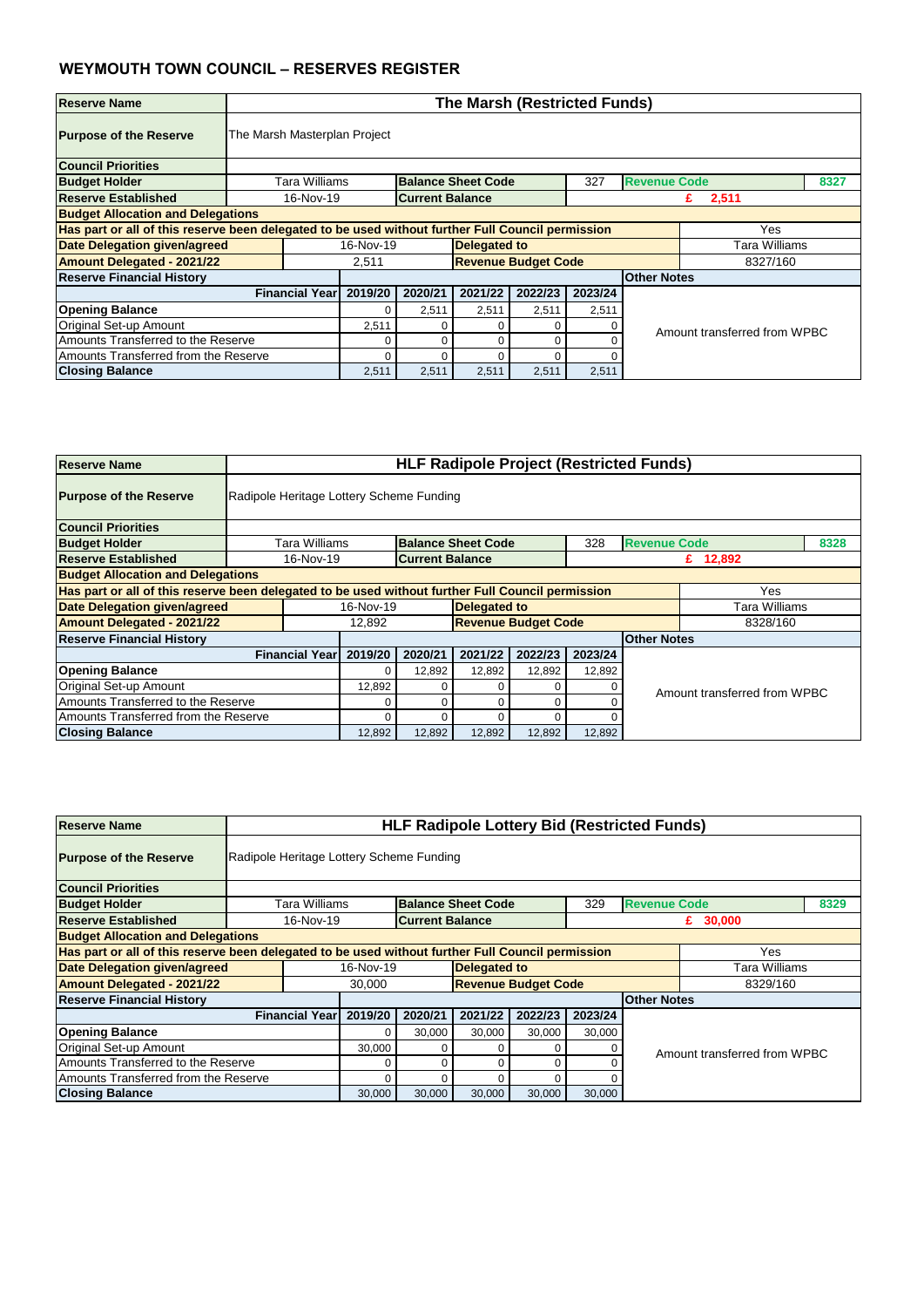## WEYMOUTH TOWN COUNCIL – RESERVES REGISTER

| Reserve Name | The Marsh (Restricted Funds) | | | | | | | |
|---|---|---|---|---|---|---|---|---|
| Purpose of the Reserve | The Marsh Masterplan Project | | | | | | | |
| Council Priorities | | | | | | | | |
| Budget Holder | Tara Williams | | Balance Sheet Code | | 327 | Revenue Code | | 8327 |
| Reserve Established | 16-Nov-19 | | Current Balance | | | £ 2,511 | | |
| Budget Allocation and Delegations | | | | | | | | |
| Has part or all of this reserve been delegated to be used without further Full Council permission | | | | | | | Yes | |
| Date Delegation given/agreed | 16-Nov-19 | | Delegated to | | | | Tara Williams | |
| Amount Delegated - 2021/22 | 2,511 | | Revenue Budget Code | | | | 8327/160 | |
| Reserve Financial History | | | | | | Other Notes | | |
| Financial Year | 2019/20 | 2020/21 | 2021/22 | 2022/23 | 2023/24 | | | |
| Opening Balance | 0 | 2,511 | 2,511 | 2,511 | 2,511 | Amount transferred from WPBC | | |
| Original Set-up Amount | 2,511 | 0 | 0 | 0 | 0 | | | |
| Amounts Transferred to the Reserve | 0 | 0 | 0 | 0 | 0 | | | |
| Amounts Transferred from the Reserve | 0 | 0 | 0 | 0 | 0 | | | |
| Closing Balance | 2,511 | 2,511 | 2,511 | 2,511 | 2,511 | | | |

| Reserve Name | HLF Radipole Project (Restricted Funds) | | | | | | | |
|---|---|---|---|---|---|---|---|---|
| Purpose of the Reserve | Radipole Heritage Lottery Scheme Funding | | | | | | | |
| Council Priorities | | | | | | | | |
| Budget Holder | Tara Williams | | Balance Sheet Code | | 328 | Revenue Code | | 8328 |
| Reserve Established | 16-Nov-19 | | Current Balance | | | £ 12,892 | | |
| Budget Allocation and Delegations | | | | | | | | |
| Has part or all of this reserve been delegated to be used without further Full Council permission | | | | | | | Yes | |
| Date Delegation given/agreed | 16-Nov-19 | | Delegated to | | | | Tara Williams | |
| Amount Delegated - 2021/22 | 12,892 | | Revenue Budget Code | | | | 8328/160 | |
| Reserve Financial History | | | | | | Other Notes | | |
| Financial Year | 2019/20 | 2020/21 | 2021/22 | 2022/23 | 2023/24 | | | |
| Opening Balance | 0 | 12,892 | 12,892 | 12,892 | 12,892 | Amount transferred from WPBC | | |
| Original Set-up Amount | 12,892 | 0 | 0 | 0 | 0 | | | |
| Amounts Transferred to the Reserve | 0 | 0 | 0 | 0 | 0 | | | |
| Amounts Transferred from the Reserve | 0 | 0 | 0 | 0 | 0 | | | |
| Closing Balance | 12,892 | 12,892 | 12,892 | 12,892 | 12,892 | | | |

| Reserve Name | HLF Radipole Lottery Bid (Restricted Funds) | | | | | | | |
|---|---|---|---|---|---|---|---|---|
| Purpose of the Reserve | Radipole Heritage Lottery Scheme Funding | | | | | | | |
| Council Priorities | | | | | | | | |
| Budget Holder | Tara Williams | | Balance Sheet Code | | 329 | Revenue Code | | 8329 |
| Reserve Established | 16-Nov-19 | | Current Balance | | | £ 30,000 | | |
| Budget Allocation and Delegations | | | | | | | | |
| Has part or all of this reserve been delegated to be used without further Full Council permission | | | | | | | Yes | |
| Date Delegation given/agreed | 16-Nov-19 | | Delegated to | | | | Tara Williams | |
| Amount Delegated - 2021/22 | 30,000 | | Revenue Budget Code | | | | 8329/160 | |
| Reserve Financial History | | | | | | Other Notes | | |
| Financial Year | 2019/20 | 2020/21 | 2021/22 | 2022/23 | 2023/24 | | | |
| Opening Balance | 0 | 30,000 | 30,000 | 30,000 | 30,000 | Amount transferred from WPBC | | |
| Original Set-up Amount | 30,000 | 0 | 0 | 0 | 0 | | | |
| Amounts Transferred to the Reserve | 0 | 0 | 0 | 0 | 0 | | | |
| Amounts Transferred from the Reserve | 0 | 0 | 0 | 0 | 0 | | | |
| Closing Balance | 30,000 | 30,000 | 30,000 | 30,000 | 30,000 | | | |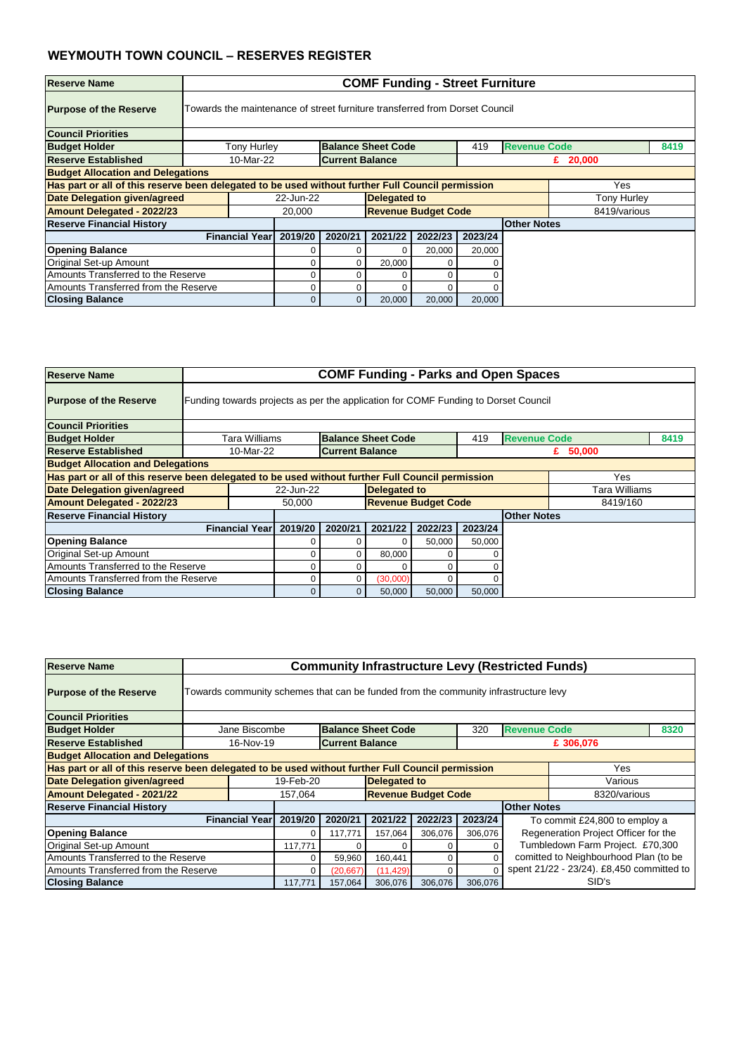## WEYMOUTH TOWN COUNCIL – RESERVES REGISTER

| Reserve Name | COMF Funding - Street Furniture | | | | | | | |
|---|---|---|---|---|---|---|---|---|
| Purpose of the Reserve | Towards the maintenance of street furniture transferred from Dorset Council | | | | | | | |
| Council Priorities | | | | | | | | |
| Budget Holder | Tony Hurley | Balance Sheet Code | | 419 | Revenue Code | | | 8419 |
| Reserve Established | 10-Mar-22 | Current Balance | | | £ 20,000 | | | |
| Budget Allocation and Delegations | | | | | | | | |
| Has part or all of this reserve been delegated to be used without further Full Council permission | | | | | | | Yes | |
| Date Delegation given/agreed | 22-Jun-22 | Delegated to | | | | | Tony Hurley | |
| Amount Delegated - 2022/23 | 20,000 | Revenue Budget Code | | | | | 8419/various | |
| Reserve Financial History | | | | | | Other Notes | | |
| Financial Year | 2019/20 | 2020/21 | 2021/22 | 2022/23 | 2023/24 | | | |
| Opening Balance | 0 | 0 | 0 | 20,000 | 20,000 | | | |
| Original Set-up Amount | 0 | 0 | 20,000 | 0 | 0 | | | |
| Amounts Transferred to the Reserve | 0 | 0 | 0 | 0 | 0 | | | |
| Amounts Transferred from the Reserve | 0 | 0 | 0 | 0 | 0 | | | |
| Closing Balance | 0 | 0 | 20,000 | 20,000 | 20,000 | | | |

| Reserve Name | COMF Funding - Parks and Open Spaces | | | | | | | |
|---|---|---|---|---|---|---|---|---|
| Purpose of the Reserve | Funding towards projects as per the application for COMF Funding to Dorset Council | | | | | | | |
| Council Priorities | | | | | | | | |
| Budget Holder | Tara Williams | Balance Sheet Code | | 419 | Revenue Code | | | 8419 |
| Reserve Established | 10-Mar-22 | Current Balance | | | £ 50,000 | | | |
| Budget Allocation and Delegations | | | | | | | | |
| Has part or all of this reserve been delegated to be used without further Full Council permission | | | | | | | Yes | |
| Date Delegation given/agreed | 22-Jun-22 | Delegated to | | | | | Tara Williams | |
| Amount Delegated - 2022/23 | 50,000 | Revenue Budget Code | | | | | 8419/160 | |
| Reserve Financial History | | | | | | Other Notes | | |
| Financial Year | 2019/20 | 2020/21 | 2021/22 | 2022/23 | 2023/24 | | | |
| Opening Balance | 0 | 0 | 0 | 50,000 | 50,000 | | | |
| Original Set-up Amount | 0 | 0 | 80,000 | 0 | 0 | | | |
| Amounts Transferred to the Reserve | 0 | 0 | 0 | 0 | 0 | | | |
| Amounts Transferred from the Reserve | 0 | 0 | (30,000) | 0 | 0 | | | |
| Closing Balance | 0 | 0 | 50,000 | 50,000 | 50,000 | | | |

| Reserve Name | Community Infrastructure Levy (Restricted Funds) | | | | | | | |
|---|---|---|---|---|---|---|---|---|
| Purpose of the Reserve | Towards community schemes that can be funded from the community infrastructure levy | | | | | | | |
| Council Priorities | | | | | | | | |
| Budget Holder | Jane Biscombe | Balance Sheet Code | | 320 | Revenue Code | | | 8320 |
| Reserve Established | 16-Nov-19 | Current Balance | | | £ 306,076 | | | |
| Budget Allocation and Delegations | | | | | | | | |
| Has part or all of this reserve been delegated to be used without further Full Council permission | | | | | | | Yes | |
| Date Delegation given/agreed | 19-Feb-20 | Delegated to | | | | | Various | |
| Amount Delegated - 2021/22 | 157,064 | Revenue Budget Code | | | | | 8320/various | |
| Reserve Financial History | | | | | | Other Notes | | |
| Financial Year | 2019/20 | 2020/21 | 2021/22 | 2022/23 | 2023/24 | To commit £24,800 to employ a Regeneration Project Officer for the Tumbledown Farm Project. £70,300 comitted to Neighbourhood Plan (to be spent 21/22 - 23/24). £8,450 committed to SID's | | |
| Opening Balance | 0 | 117,771 | 157,064 | 306,076 | 306,076 | | | |
| Original Set-up Amount | 117,771 | 0 | 0 | 0 | 0 | | | |
| Amounts Transferred to the Reserve | 0 | 59,960 | 160,441 | 0 | 0 | | | |
| Amounts Transferred from the Reserve | 0 | (20,667) | (11,429) | 0 | 0 | | | |
| Closing Balance | 117,771 | 157,064 | 306,076 | 306,076 | 306,076 | | | |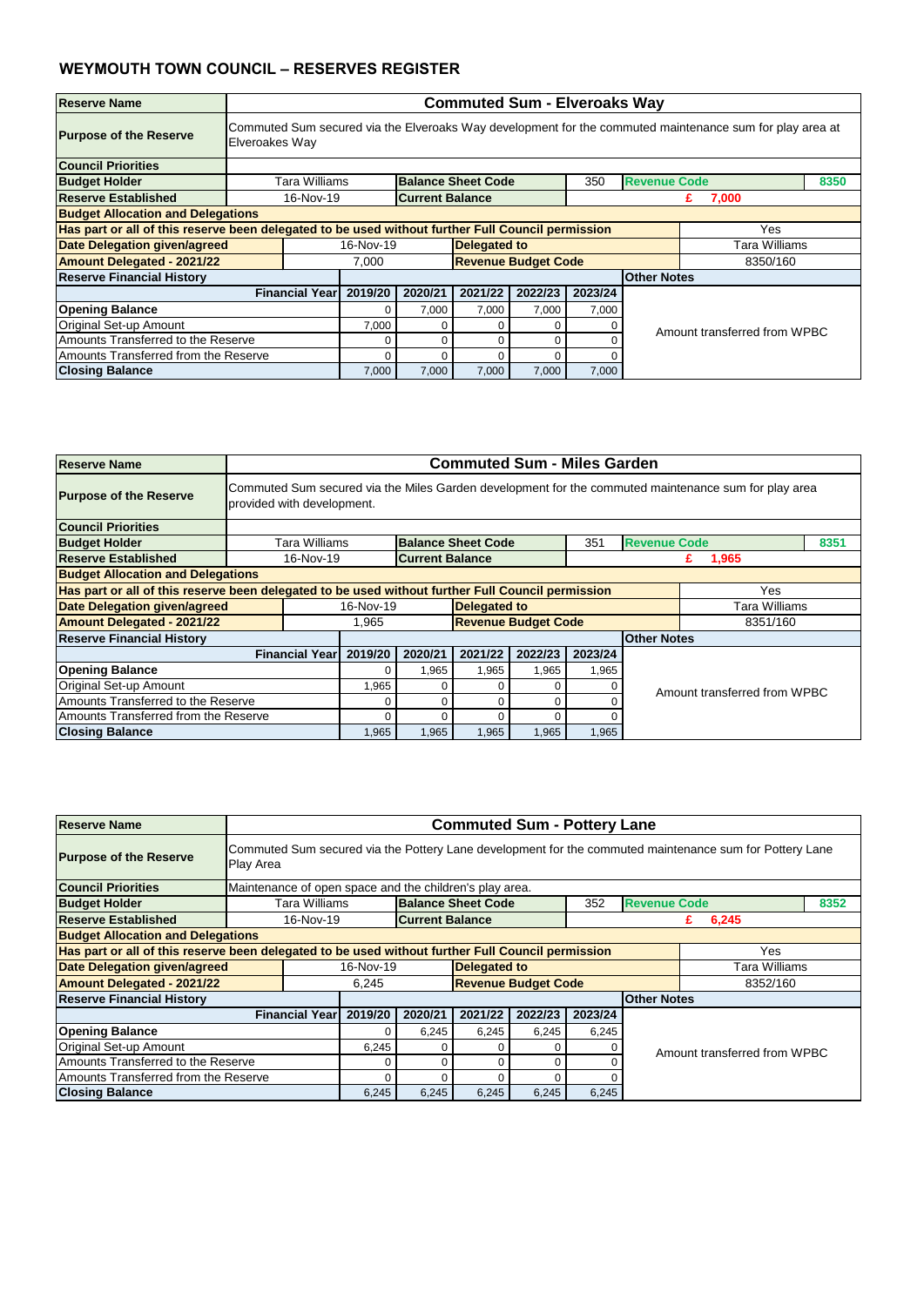## WEYMOUTH TOWN COUNCIL – RESERVES REGISTER

| Reserve Name | Commuted Sum - Elveroaks Way | | | | | | |
|---|---|---|---|---|---|---|---|
| Purpose of the Reserve | Commuted Sum secured via the Elveroaks Way development for the commuted maintenance sum for play area at Elveroakes Way | | | | | | |
| Council Priorities | | | | | | | |
| Budget Holder | Tara Williams | Balance Sheet Code | 350 | Revenue Code | | 8350 | |
| Reserve Established | 16-Nov-19 | Current Balance | | £ 7,000 | | | |
| Budget Allocation and Delegations | | | | | | | |
| Has part or all of this reserve been delegated to be used without further Full Council permission | | | | | Yes | | |
| Date Delegation given/agreed | 16-Nov-19 | Delegated to | | | Tara Williams | | |
| Amount Delegated - 2021/22 | 7,000 | Revenue Budget Code | | | 8350/160 | | |

| Reserve Financial History | | | | | | Other Notes |
|---|---|---|---|---|---|---|
| Financial Year | 2019/20 | 2020/21 | 2021/22 | 2022/23 | 2023/24 | |
| Opening Balance | 0 | 7,000 | 7,000 | 7,000 | 7,000 | Amount transferred from WPBC |
| Original Set-up Amount | 7,000 | 0 | 0 | 0 | 0 | |
| Amounts Transferred to the Reserve | 0 | 0 | 0 | 0 | 0 | |
| Amounts Transferred from the Reserve | 0 | 0 | 0 | 0 | 0 | |
| Closing Balance | 7,000 | 7,000 | 7,000 | 7,000 | 7,000 | |

| Reserve Name | Commuted Sum - Miles Garden | | | | | | |
|---|---|---|---|---|---|---|---|
| Purpose of the Reserve | Commuted Sum secured via the Miles Garden development for the commuted maintenance sum for play area provided with development. | | | | | | |
| Council Priorities | | | | | | | |
| Budget Holder | Tara Williams | Balance Sheet Code | 351 | Revenue Code | | 8351 | |
| Reserve Established | 16-Nov-19 | Current Balance | | £ 1,965 | | | |
| Budget Allocation and Delegations | | | | | | | |
| Has part or all of this reserve been delegated to be used without further Full Council permission | | | | | Yes | | |
| Date Delegation given/agreed | 16-Nov-19 | Delegated to | | | Tara Williams | | |
| Amount Delegated - 2021/22 | 1,965 | Revenue Budget Code | | | 8351/160 | | |

| Reserve Financial History | | | | | | Other Notes |
|---|---|---|---|---|---|---|
| Financial Year | 2019/20 | 2020/21 | 2021/22 | 2022/23 | 2023/24 | |
| Opening Balance | 0 | 1,965 | 1,965 | 1,965 | 1,965 | Amount transferred from WPBC |
| Original Set-up Amount | 1,965 | 0 | 0 | 0 | 0 | |
| Amounts Transferred to the Reserve | 0 | 0 | 0 | 0 | 0 | |
| Amounts Transferred from the Reserve | 0 | 0 | 0 | 0 | 0 | |
| Closing Balance | 1,965 | 1,965 | 1,965 | 1,965 | 1,965 | |

| Reserve Name | Commuted Sum - Pottery Lane | | | | | | |
|---|---|---|---|---|---|---|---|
| Purpose of the Reserve | Commuted Sum secured via the Pottery Lane development for the commuted maintenance sum for Pottery Lane Play Area | | | | | | |
| Council Priorities | Maintenance of open space and the children's play area. | | | | | | |
| Budget Holder | Tara Williams | Balance Sheet Code | 352 | Revenue Code | | 8352 | |
| Reserve Established | 16-Nov-19 | Current Balance | | £ 6,245 | | | |
| Budget Allocation and Delegations | | | | | | | |
| Has part or all of this reserve been delegated to be used without further Full Council permission | | | | | Yes | | |
| Date Delegation given/agreed | 16-Nov-19 | Delegated to | | | Tara Williams | | |
| Amount Delegated - 2021/22 | 6,245 | Revenue Budget Code | | | 8352/160 | | |

| Reserve Financial History | | | | | | Other Notes |
|---|---|---|---|---|---|---|
| Financial Year | 2019/20 | 2020/21 | 2021/22 | 2022/23 | 2023/24 | |
| Opening Balance | 0 | 6,245 | 6,245 | 6,245 | 6,245 | Amount transferred from WPBC |
| Original Set-up Amount | 6,245 | 0 | 0 | 0 | 0 | |
| Amounts Transferred to the Reserve | 0 | 0 | 0 | 0 | 0 | |
| Amounts Transferred from the Reserve | 0 | 0 | 0 | 0 | 0 | |
| Closing Balance | 6,245 | 6,245 | 6,245 | 6,245 | 6,245 | |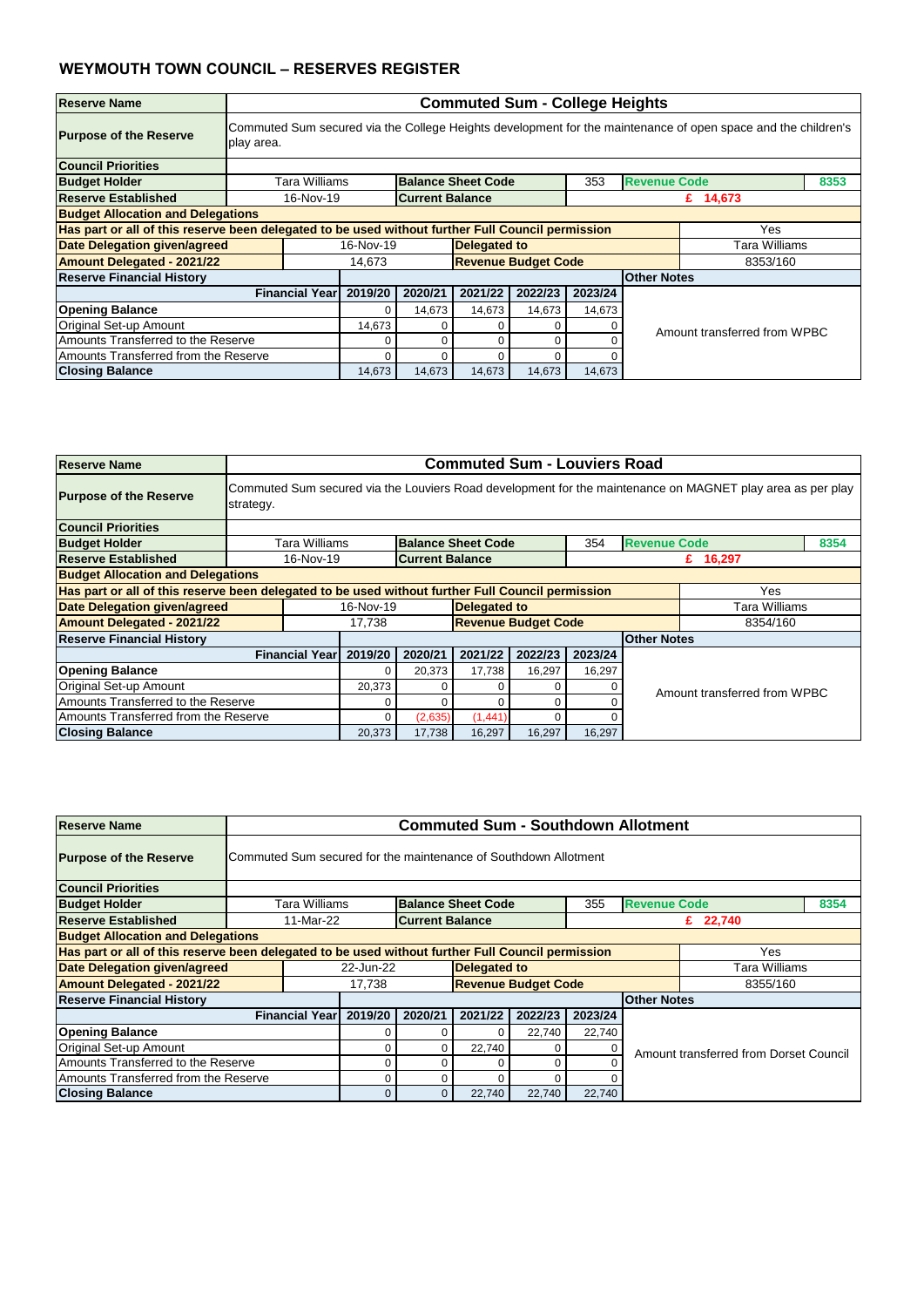## WEYMOUTH TOWN COUNCIL – RESERVES REGISTER

| **Reserve Name** | **Commuted Sum - College Heights** | | | | | | | |
|---|---|---|---|---|---|---|---|---|
| **Purpose of the Reserve** | Commuted Sum secured via the College Heights development for the maintenance of open space and the children's play area. | | | | | | | |
| **Council Priorities** | | | | | | | | |
| **Budget Holder** | Tara Williams | | **Balance Sheet Code** | | 353 | **Revenue Code** | | 8353 |
| **Reserve Established** | 16-Nov-19 | | **Current Balance** | | | £ 14,673 | | |
| **Budget Allocation and Delegations** | | | | | | | | |
| **Has part or all of this reserve been delegated to be used without further Full Council permission** | | | | | | | Yes | |
| **Date Delegation given/agreed** | 16-Nov-19 | | **Delegated to** | | | | Tara Williams | |
| **Amount Delegated - 2021/22** | 14,673 | | **Revenue Budget Code** | | | | 8353/160 | |
| **Reserve Financial History** | | | | | | **Other Notes** | | |
| **Financial Year** | **2019/20** | **2020/21** | **2021/22** | **2022/23** | **2023/24** | | | |
| **Opening Balance** | 0 | 14,673 | 14,673 | 14,673 | 14,673 | Amount transferred from WPBC | | |
| Original Set-up Amount | 14,673 | 0 | 0 | 0 | 0 | | | |
| Amounts Transferred to the Reserve | 0 | 0 | 0 | 0 | 0 | | | |
| Amounts Transferred from the Reserve | 0 | 0 | 0 | 0 | 0 | | | |
| **Closing Balance** | 14,673 | 14,673 | 14,673 | 14,673 | 14,673 | | | |

| **Reserve Name** | **Commuted Sum - Louviers Road** | | | | | | | |
|---|---|---|---|---|---|---|---|---|
| **Purpose of the Reserve** | Commuted Sum secured via the Louviers Road development for the maintenance on MAGNET play area as per play strategy. | | | | | | | |
| **Council Priorities** | | | | | | | | |
| **Budget Holder** | Tara Williams | | **Balance Sheet Code** | | 354 | **Revenue Code** | | 8354 |
| **Reserve Established** | 16-Nov-19 | | **Current Balance** | | | £ 16,297 | | |
| **Budget Allocation and Delegations** | | | | | | | | |
| **Has part or all of this reserve been delegated to be used without further Full Council permission** | | | | | | | Yes | |
| **Date Delegation given/agreed** | 16-Nov-19 | | **Delegated to** | | | | Tara Williams | |
| **Amount Delegated - 2021/22** | 17,738 | | **Revenue Budget Code** | | | | 8354/160 | |
| **Reserve Financial History** | | | | | | **Other Notes** | | |
| **Financial Year** | **2019/20** | **2020/21** | **2021/22** | **2022/23** | **2023/24** | | | |
| **Opening Balance** | 0 | 20,373 | 17,738 | 16,297 | 16,297 | Amount transferred from WPBC | | |
| Original Set-up Amount | 20,373 | 0 | 0 | 0 | 0 | | | |
| Amounts Transferred to the Reserve | 0 | 0 | 0 | 0 | 0 | | | |
| Amounts Transferred from the Reserve | 0 | (2,635) | (1,441) | 0 | 0 | | | |
| **Closing Balance** | 20,373 | 17,738 | 16,297 | 16,297 | 16,297 | | | |

| **Reserve Name** | **Commuted Sum - Southdown Allotment** | | | | | | | |
|---|---|---|---|---|---|---|---|---|
| **Purpose of the Reserve** | Commuted Sum secured for the maintenance of Southdown Allotment | | | | | | | |
| **Council Priorities** | | | | | | | | |
| **Budget Holder** | Tara Williams | | **Balance Sheet Code** | | 355 | **Revenue Code** | | 8354 |
| **Reserve Established** | 11-Mar-22 | | **Current Balance** | | | £ 22,740 | | |
| **Budget Allocation and Delegations** | | | | | | | | |
| **Has part or all of this reserve been delegated to be used without further Full Council permission** | | | | | | | Yes | |
| **Date Delegation given/agreed** | 22-Jun-22 | | **Delegated to** | | | | Tara Williams | |
| **Amount Delegated - 2021/22** | 17,738 | | **Revenue Budget Code** | | | | 8355/160 | |
| **Reserve Financial History** | | | | | | **Other Notes** | | |
| **Financial Year** | **2019/20** | **2020/21** | **2021/22** | **2022/23** | **2023/24** | | | |
| **Opening Balance** | 0 | 0 | 0 | 22,740 | 22,740 | Amount transferred from Dorset Council | | |
| Original Set-up Amount | 0 | 0 | 22,740 | 0 | 0 | | | |
| Amounts Transferred to the Reserve | 0 | 0 | 0 | 0 | 0 | | | |
| Amounts Transferred from the Reserve | 0 | 0 | 0 | 0 | 0 | | | |
| **Closing Balance** | 0 | 0 | 22,740 | 22,740 | 22,740 | | | |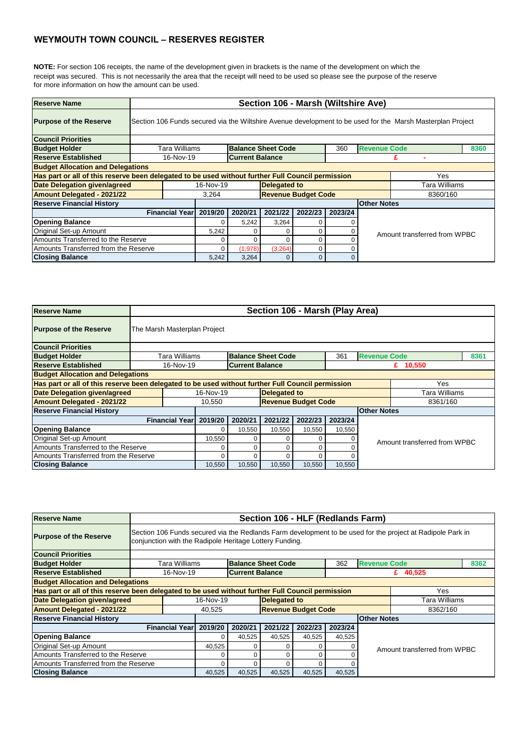## WEYMOUTH TOWN COUNCIL – RESERVES REGISTER

**NOTE:** For section 106 receipts, the name of the development given in brackets is the name of the development on which the receipt was secured. This is not necessarily the area that the receipt will need to be used so please see the purpose of the reserve for more information on how the amount can be used.

| Reserve Name | Section 106 - Marsh (Wiltshire Ave) | | | | | | | |
|---|---|---|---|---|---|---|---|---|
| Purpose of the Reserve | Section 106 Funds secured via the Wiltshire Avenue development to be used for the Marsh Masterplan Project | | | | | | | |
| Council Priorities | | | | | | | | |
| Budget Holder | Tara Williams | | Balance Sheet Code | | 360 | Revenue Code | | 8360 |
| Reserve Established | 16-Nov-19 | | Current Balance | | | £ - | | |
| Budget Allocation and Delegations | | | | | | | | |
| Has part or all of this reserve been delegated to be used without further Full Council permission | | | | | | | Yes | |
| Date Delegation given/agreed | 16-Nov-19 | | Delegated to | | | | Tara Williams | |
| Amount Delegated - 2021/22 | 3,264 | | Revenue Budget Code | | | | 8360/160 | |
| Reserve Financial History | | | | | | Other Notes | | |
| Financial Year | 2019/20 | 2020/21 | 2021/22 | 2022/23 | 2023/24 | | | |
| Opening Balance | 0 | 5,242 | 3,264 | 0 | 0 | Amount transferred from WPBC | | |
| Original Set-up Amount | 5,242 | 0 | 0 | 0 | 0 | | | |
| Amounts Transferred to the Reserve | 0 | 0 | 0 | 0 | 0 | | | |
| Amounts Transferred from the Reserve | 0 | (1,978) | (3,264) | 0 | 0 | | | |
| Closing Balance | 5,242 | 3,264 | 0 | 0 | 0 | | | |

| Reserve Name | Section 106 - Marsh (Play Area) | | | | | | | |
|---|---|---|---|---|---|---|---|---|
| Purpose of the Reserve | The Marsh Masterplan Project | | | | | | | |
| Council Priorities | | | | | | | | |
| Budget Holder | Tara Williams | | Balance Sheet Code | | 361 | Revenue Code | | 8361 |
| Reserve Established | 16-Nov-19 | | Current Balance | | | £ 10,550 | | |
| Budget Allocation and Delegations | | | | | | | | |
| Has part or all of this reserve been delegated to be used without further Full Council permission | | | | | | | Yes | |
| Date Delegation given/agreed | 16-Nov-19 | | Delegated to | | | | Tara Williams | |
| Amount Delegated - 2021/22 | 10,550 | | Revenue Budget Code | | | | 8361/160 | |
| Reserve Financial History | | | | | | Other Notes | | |
| Financial Year | 2019/20 | 2020/21 | 2021/22 | 2022/23 | 2023/24 | | | |
| Opening Balance | 0 | 10,550 | 10,550 | 10,550 | 10,550 | Amount transferred from WPBC | | |
| Original Set-up Amount | 10,550 | 0 | 0 | 0 | 0 | | | |
| Amounts Transferred to the Reserve | 0 | 0 | 0 | 0 | 0 | | | |
| Amounts Transferred from the Reserve | 0 | 0 | 0 | 0 | 0 | | | |
| Closing Balance | 10,550 | 10,550 | 10,550 | 10,550 | 10,550 | | | |

| Reserve Name | Section 106 - HLF (Redlands Farm) | | | | | | | |
|---|---|---|---|---|---|---|---|---|
| Purpose of the Reserve | Section 106 Funds secured via the Redlands Farm development to be used for the project at Radipole Park in conjunction with the Radipole Heritage Lottery Funding. | | | | | | | |
| Council Priorities | | | | | | | | |
| Budget Holder | Tara Williams | | Balance Sheet Code | | 362 | Revenue Code | | 8362 |
| Reserve Established | 16-Nov-19 | | Current Balance | | | £ 40,525 | | |
| Budget Allocation and Delegations | | | | | | | | |
| Has part or all of this reserve been delegated to be used without further Full Council permission | | | | | | | Yes | |
| Date Delegation given/agreed | 16-Nov-19 | | Delegated to | | | | Tara Williams | |
| Amount Delegated - 2021/22 | 40,525 | | Revenue Budget Code | | | | 8362/160 | |
| Reserve Financial History | | | | | | Other Notes | | |
| Financial Year | 2019/20 | 2020/21 | 2021/22 | 2022/23 | 2023/24 | | | |
| Opening Balance | 0 | 40,525 | 40,525 | 40,525 | 40,525 | Amount transferred from WPBC | | |
| Original Set-up Amount | 40,525 | 0 | 0 | 0 | 0 | | | |
| Amounts Transferred to the Reserve | 0 | 0 | 0 | 0 | 0 | | | |
| Amounts Transferred from the Reserve | 0 | 0 | 0 | 0 | 0 | | | |
| Closing Balance | 40,525 | 40,525 | 40,525 | 40,525 | 40,525 | | | |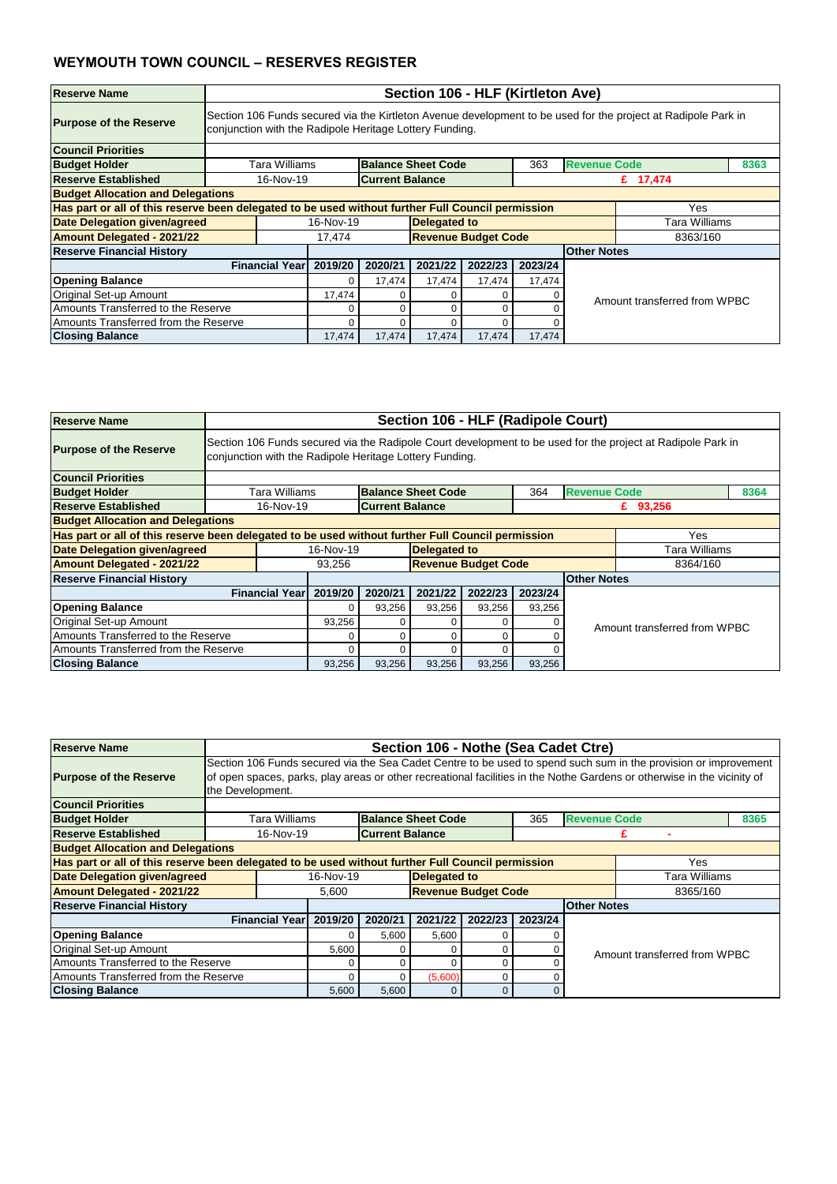# WEYMOUTH TOWN COUNCIL – RESERVES REGISTER

| Reserve Name | Section 106 - HLF (Kirtleton Ave) | | | | | | | |
|---|---|---|---|---|---|---|---|---|
| Purpose of the Reserve | Section 106 Funds secured via the Kirtleton Avenue development to be used for the project at Radipole Park in conjunction with the Radipole Heritage Lottery Funding. | | | | | | | |
| Council Priorities | | | | | | | | |
| Budget Holder | Tara Williams | Balance Sheet Code | | 363 | Revenue Code | | | 8363 |
| Reserve Established | 16-Nov-19 | Current Balance | | | £ 17,474 | | | |
| Budget Allocation and Delegations | | | | | | | | |
| Has part or all of this reserve been delegated to be used without further Full Council permission | | | | | | | Yes | |
| Date Delegation given/agreed | 16-Nov-19 | Delegated to | | | | | Tara Williams | |
| Amount Delegated - 2021/22 | 17,474 | Revenue Budget Code | | | | | 8363/160 | |
| Reserve Financial History | | | | | | Other Notes | | |
| Financial Year | 2019/20 | 2020/21 | 2021/22 | 2022/23 | 2023/24 | | | |
| Opening Balance | 0 | 17,474 | 17,474 | 17,474 | 17,474 | Amount transferred from WPBC | | |
| Original Set-up Amount | 17,474 | 0 | 0 | 0 | 0 | | | |
| Amounts Transferred to the Reserve | 0 | 0 | 0 | 0 | 0 | | | |
| Amounts Transferred from the Reserve | 0 | 0 | 0 | 0 | 0 | | | |
| Closing Balance | 17,474 | 17,474 | 17,474 | 17,474 | 17,474 | | | |

| Reserve Name | Section 106 - HLF (Radipole Court) | | | | | | | |
|---|---|---|---|---|---|---|---|---|
| Purpose of the Reserve | Section 106 Funds secured via the Radipole Court development to be used for the project at Radipole Park in conjunction with the Radipole Heritage Lottery Funding. | | | | | | | |
| Council Priorities | | | | | | | | |
| Budget Holder | Tara Williams | Balance Sheet Code | | 364 | Revenue Code | | | 8364 |
| Reserve Established | 16-Nov-19 | Current Balance | | | £ 93,256 | | | |
| Budget Allocation and Delegations | | | | | | | | |
| Has part or all of this reserve been delegated to be used without further Full Council permission | | | | | | | Yes | |
| Date Delegation given/agreed | 16-Nov-19 | Delegated to | | | | | Tara Williams | |
| Amount Delegated - 2021/22 | 93,256 | Revenue Budget Code | | | | | 8364/160 | |
| Reserve Financial History | | | | | | Other Notes | | |
| Financial Year | 2019/20 | 2020/21 | 2021/22 | 2022/23 | 2023/24 | | | |
| Opening Balance | 0 | 93,256 | 93,256 | 93,256 | 93,256 | Amount transferred from WPBC | | |
| Original Set-up Amount | 93,256 | 0 | 0 | 0 | 0 | | | |
| Amounts Transferred to the Reserve | 0 | 0 | 0 | 0 | 0 | | | |
| Amounts Transferred from the Reserve | 0 | 0 | 0 | 0 | 0 | | | |
| Closing Balance | 93,256 | 93,256 | 93,256 | 93,256 | 93,256 | | | |

| Reserve Name | Section 106 - Nothe (Sea Cadet Ctre) | | | | | | | |
|---|---|---|---|---|---|---|---|---|
| Purpose of the Reserve | Section 106 Funds secured via the Sea Cadet Centre to be used to spend such sum in the provision or improvement of open spaces, parks, play areas or other recreational facilities in the Nothe Gardens or otherwise in the vicinity of the Development. | | | | | | | |
| Council Priorities | | | | | | | | |
| Budget Holder | Tara Williams | Balance Sheet Code | | 365 | Revenue Code | | | 8365 |
| Reserve Established | 16-Nov-19 | Current Balance | | | £ - | | | |
| Budget Allocation and Delegations | | | | | | | | |
| Has part or all of this reserve been delegated to be used without further Full Council permission | | | | | | | Yes | |
| Date Delegation given/agreed | 16-Nov-19 | Delegated to | | | | | Tara Williams | |
| Amount Delegated - 2021/22 | 5,600 | Revenue Budget Code | | | | | 8365/160 | |
| Reserve Financial History | | | | | | Other Notes | | |
| Financial Year | 2019/20 | 2020/21 | 2021/22 | 2022/23 | 2023/24 | | | |
| Opening Balance | 0 | 5,600 | 5,600 | 0 | 0 | Amount transferred from WPBC | | |
| Original Set-up Amount | 5,600 | 0 | 0 | 0 | 0 | | | |
| Amounts Transferred to the Reserve | 0 | 0 | 0 | 0 | 0 | | | |
| Amounts Transferred from the Reserve | 0 | 0 | (5,600) | 0 | 0 | | | |
| Closing Balance | 5,600 | 5,600 | 0 | 0 | 0 | | | |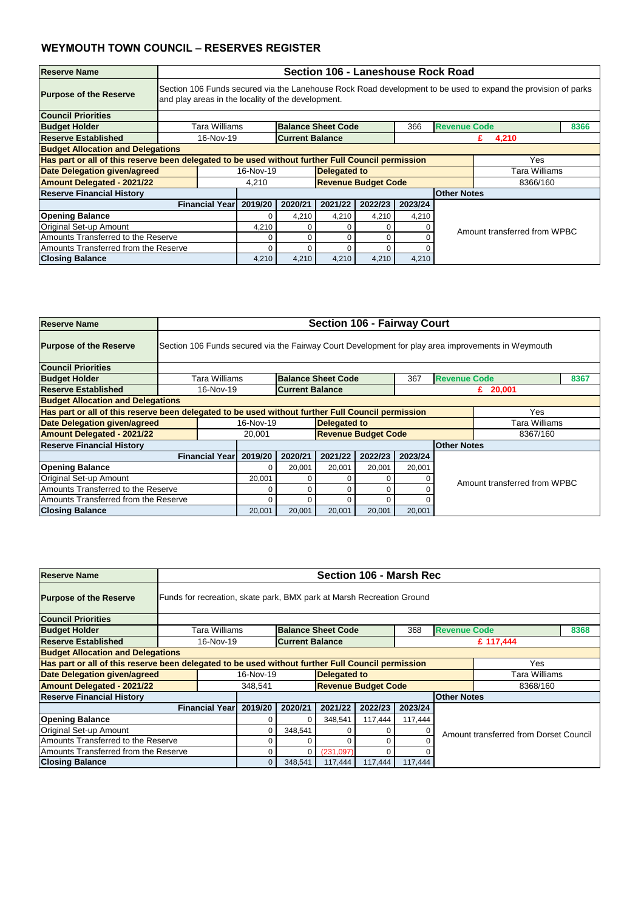## WEYMOUTH TOWN COUNCIL – RESERVES REGISTER

| Reserve Name | Section 106 - Laneshouse Rock Road | | | | | | |
|---|---|---|---|---|---|---|---|
| Purpose of the Reserve | Section 106 Funds secured via the Lanehouse Rock Road development to be used to expand the provision of parks and play areas in the locality of the development. | | | | | | |
| Council Priorities | | | | | | | |
| Budget Holder | Tara Williams | Balance Sheet Code | 366 | Revenue Code | 8366 | | |
| Reserve Established | 16-Nov-19 | Current Balance | £ 4,210 | | | | |
| Budget Allocation and Delegations | | | | | | | |
| Has part or all of this reserve been delegated to be used without further Full Council permission | Yes | | | | | | |
| Date Delegation given/agreed | 16-Nov-19 | Delegated to | Tara Williams | | | | |
| Amount Delegated - 2021/22 | 4,210 | Revenue Budget Code | 8366/160 | | | | |
| Reserve Financial History | | | | | | | Other Notes |
| Financial Year | 2019/20 | 2020/21 | 2021/22 | 2022/23 | 2023/24 | | |
| Opening Balance | 0 | 4,210 | 4,210 | 4,210 | 4,210 | | Amount transferred from WPBC |
| Original Set-up Amount | 4,210 | 0 | 0 | 0 | 0 | | |
| Amounts Transferred to the Reserve | 0 | 0 | 0 | 0 | 0 | | |
| Amounts Transferred from the Reserve | 0 | 0 | 0 | 0 | 0 | | |
| Closing Balance | 4,210 | 4,210 | 4,210 | 4,210 | 4,210 | | |

| Reserve Name | Section 106 - Fairway Court | | | | | | |
|---|---|---|---|---|---|---|---|
| Purpose of the Reserve | Section 106 Funds secured via the Fairway Court Development for play area improvements in Weymouth | | | | | | |
| Council Priorities | | | | | | | |
| Budget Holder | Tara Williams | Balance Sheet Code | 367 | Revenue Code | 8367 | | |
| Reserve Established | 16-Nov-19 | Current Balance | £ 20,001 | | | | |
| Budget Allocation and Delegations | | | | | | | |
| Has part or all of this reserve been delegated to be used without further Full Council permission | Yes | | | | | | |
| Date Delegation given/agreed | 16-Nov-19 | Delegated to | Tara Williams | | | | |
| Amount Delegated - 2021/22 | 20,001 | Revenue Budget Code | 8367/160 | | | | |
| Reserve Financial History | | | | | | | Other Notes |
| Financial Year | 2019/20 | 2020/21 | 2021/22 | 2022/23 | 2023/24 | | |
| Opening Balance | 0 | 20,001 | 20,001 | 20,001 | 20,001 | | Amount transferred from WPBC |
| Original Set-up Amount | 20,001 | 0 | 0 | 0 | 0 | | |
| Amounts Transferred to the Reserve | 0 | 0 | 0 | 0 | 0 | | |
| Amounts Transferred from the Reserve | 0 | 0 | 0 | 0 | 0 | | |
| Closing Balance | 20,001 | 20,001 | 20,001 | 20,001 | 20,001 | | |

| Reserve Name | Section 106 - Marsh Rec | | | | | | |
|---|---|---|---|---|---|---|---|
| Purpose of the Reserve | Funds for recreation, skate park, BMX park at Marsh Recreation Ground | | | | | | |
| Council Priorities | | | | | | | |
| Budget Holder | Tara Williams | Balance Sheet Code | 368 | Revenue Code | 8368 | | |
| Reserve Established | 16-Nov-19 | Current Balance | £ 117,444 | | | | |
| Budget Allocation and Delegations | | | | | | | |
| Has part or all of this reserve been delegated to be used without further Full Council permission | Yes | | | | | | |
| Date Delegation given/agreed | 16-Nov-19 | Delegated to | Tara Williams | | | | |
| Amount Delegated - 2021/22 | 348,541 | Revenue Budget Code | 8368/160 | | | | |
| Reserve Financial History | | | | | | | Other Notes |
| Financial Year | 2019/20 | 2020/21 | 2021/22 | 2022/23 | 2023/24 | | |
| Opening Balance | 0 | 0 | 348,541 | 117,444 | 117,444 | | Amount transferred from Dorset Council |
| Original Set-up Amount | 0 | 348,541 | 0 | 0 | 0 | | |
| Amounts Transferred to the Reserve | 0 | 0 | 0 | 0 | 0 | | |
| Amounts Transferred from the Reserve | 0 | 0 | (231,097) | 0 | 0 | | |
| Closing Balance | 0 | 348,541 | 117,444 | 117,444 | 117,444 | | |